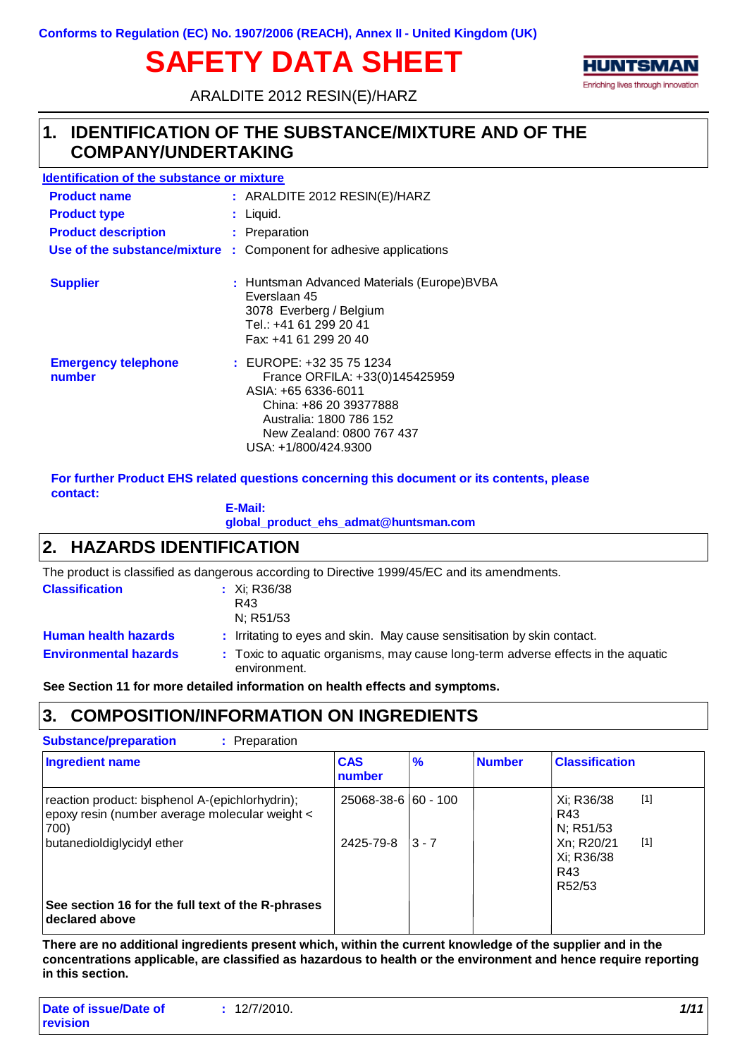Conforms to Regulation (EC) No. 1907/2006 (REACH), Annex II - United Kingdom (UK)

# SAFETY DATA SHEET

ARALDITE 2012 RESIN(E)/HARZ

HUNTSMAN
Enriching lives through innovation

## 1. IDENTIFICATION OF THE SUBSTANCE/MIXTURE AND OF THE COMPANY/UNDERTAKING

**Identification of the substance or mixture**

**Product name** : ARALDITE 2012 RESIN(E)/HARZ

**Product type** : Liquid.

**Product description** : Preparation

**Use of the substance/mixture** : Component for adhesive applications

**Supplier** : Huntsman Advanced Materials (Europe)BVBA
Everslaan 45
3078 Everberg / Belgium
Tel.: +41 61 299 20 41
Fax: +41 61 299 20 40

**Emergency telephone number** : EUROPE: +32 35 75 1234
France ORFILA: +33(0)145425959
ASIA: +65 6336-6011
China: +86 20 39377888
Australia: 1800 786 152
New Zealand: 0800 767 437
USA: +1/800/424.9300

**For further Product EHS related questions concerning this document or its contents, please contact:**

**E-Mail: global_product_ehs_admat@huntsman.com**

## 2. HAZARDS IDENTIFICATION

The product is classified as dangerous according to Directive 1999/45/EC and its amendments.

**Classification** : Xi; R36/38
R43
N; R51/53

**Human health hazards** : Irritating to eyes and skin. May cause sensitisation by skin contact.

**Environmental hazards** : Toxic to aquatic organisms, may cause long-term adverse effects in the aquatic environment.

**See Section 11 for more detailed information on health effects and symptoms.**

## 3. COMPOSITION/INFORMATION ON INGREDIENTS

**Substance/preparation** : Preparation

| Ingredient name | CAS number | % | Number | Classification |
|---|---|---|---|---|
| reaction product: bisphenol A-(epichlorhydrin); epoxy resin (number average molecular weight < 700) | 25068-38-6 | 60 - 100 | | Xi; R36/38 [1]<br>R43<br>N; R51/53 |
| butanedioldiglycidyl ether | 2425-79-8 | 3 - 7 | | Xn; R20/21 [1]<br>Xi; R36/38<br>R43<br>R52/53 |
| **See section 16 for the full text of the R-phrases declared above** | | | | |

**There are no additional ingredients present which, within the current knowledge of the supplier and in the concentrations applicable, are classified as hazardous to health or the environment and hence require reporting in this section.**

**Date of issue/Date of revision** : 12/7/2010.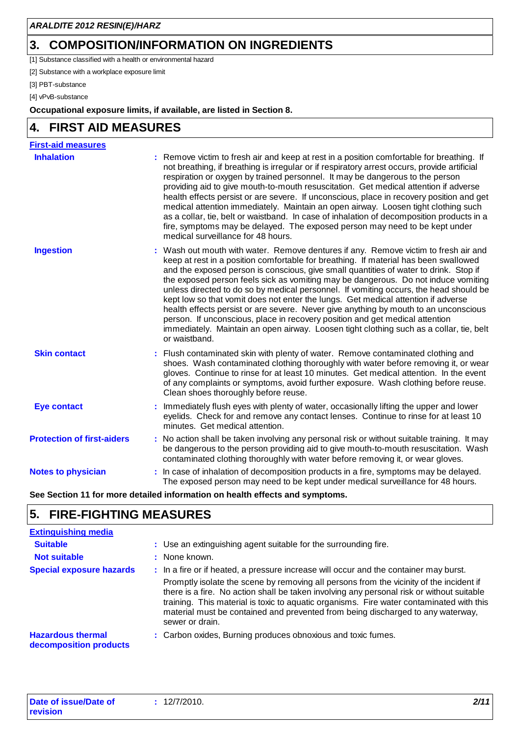## 3. COMPOSITION/INFORMATION ON INGREDIENTS

[1] Substance classified with a health or environmental hazard

[2] Substance with a workplace exposure limit

[3] PBT-substance

[4] vPvB-substance

**Occupational exposure limits, if available, are listed in Section 8.**

## 4. FIRST AID MEASURES

**First-aid measures**

**Inhalation** : Remove victim to fresh air and keep at rest in a position comfortable for breathing. If not breathing, if breathing is irregular or if respiratory arrest occurs, provide artificial respiration or oxygen by trained personnel. It may be dangerous to the person providing aid to give mouth-to-mouth resuscitation. Get medical attention if adverse health effects persist or are severe. If unconscious, place in recovery position and get medical attention immediately. Maintain an open airway. Loosen tight clothing such as a collar, tie, belt or waistband. In case of inhalation of decomposition products in a fire, symptoms may be delayed. The exposed person may need to be kept under medical surveillance for 48 hours.

**Ingestion** : Wash out mouth with water. Remove dentures if any. Remove victim to fresh air and keep at rest in a position comfortable for breathing. If material has been swallowed and the exposed person is conscious, give small quantities of water to drink. Stop if the exposed person feels sick as vomiting may be dangerous. Do not induce vomiting unless directed to do so by medical personnel. If vomiting occurs, the head should be kept low so that vomit does not enter the lungs. Get medical attention if adverse health effects persist or are severe. Never give anything by mouth to an unconscious person. If unconscious, place in recovery position and get medical attention immediately. Maintain an open airway. Loosen tight clothing such as a collar, tie, belt or waistband.

**Skin contact** : Flush contaminated skin with plenty of water. Remove contaminated clothing and shoes. Wash contaminated clothing thoroughly with water before removing it, or wear gloves. Continue to rinse for at least 10 minutes. Get medical attention. In the event of any complaints or symptoms, avoid further exposure. Wash clothing before reuse. Clean shoes thoroughly before reuse.

**Eye contact** : Immediately flush eyes with plenty of water, occasionally lifting the upper and lower eyelids. Check for and remove any contact lenses. Continue to rinse for at least 10 minutes. Get medical attention.

**Protection of first-aiders** : No action shall be taken involving any personal risk or without suitable training. It may be dangerous to the person providing aid to give mouth-to-mouth resuscitation. Wash contaminated clothing thoroughly with water before removing it, or wear gloves.

**Notes to physician** : In case of inhalation of decomposition products in a fire, symptoms may be delayed. The exposed person may need to be kept under medical surveillance for 48 hours.

**See Section 11 for more detailed information on health effects and symptoms.**

## 5. FIRE-FIGHTING MEASURES

**Extinguishing media**

**Suitable** : Use an extinguishing agent suitable for the surrounding fire.

**Not suitable** : None known.

**Special exposure hazards** : In a fire or if heated, a pressure increase will occur and the container may burst.

Promptly isolate the scene by removing all persons from the vicinity of the incident if there is a fire. No action shall be taken involving any personal risk or without suitable training. This material is toxic to aquatic organisms. Fire water contaminated with this material must be contained and prevented from being discharged to any waterway, sewer or drain.

**Hazardous thermal decomposition products** : Carbon oxides, Burning produces obnoxious and toxic fumes.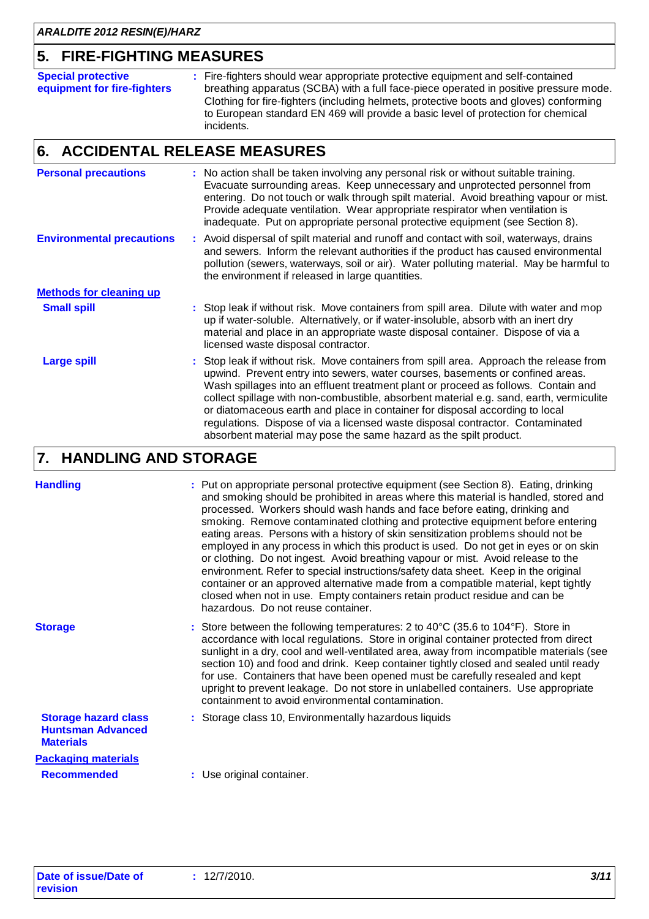## 5. FIRE-FIGHTING MEASURES

**Special protective equipment for fire-fighters** : Fire-fighters should wear appropriate protective equipment and self-contained breathing apparatus (SCBA) with a full face-piece operated in positive pressure mode. Clothing for fire-fighters (including helmets, protective boots and gloves) conforming to European standard EN 469 will provide a basic level of protection for chemical incidents.

## 6. ACCIDENTAL RELEASE MEASURES

**Personal precautions** : No action shall be taken involving any personal risk or without suitable training. Evacuate surrounding areas. Keep unnecessary and unprotected personnel from entering. Do not touch or walk through spilt material. Avoid breathing vapour or mist. Provide adequate ventilation. Wear appropriate respirator when ventilation is inadequate. Put on appropriate personal protective equipment (see Section 8).

**Environmental precautions** : Avoid dispersal of spilt material and runoff and contact with soil, waterways, drains and sewers. Inform the relevant authorities if the product has caused environmental pollution (sewers, waterways, soil or air). Water polluting material. May be harmful to the environment if released in large quantities.

**Methods for cleaning up**

**Small spill** : Stop leak if without risk. Move containers from spill area. Dilute with water and mop up if water-soluble. Alternatively, or if water-insoluble, absorb with an inert dry material and place in an appropriate waste disposal container. Dispose of via a licensed waste disposal contractor.

**Large spill** : Stop leak if without risk. Move containers from spill area. Approach the release from upwind. Prevent entry into sewers, water courses, basements or confined areas. Wash spillages into an effluent treatment plant or proceed as follows. Contain and collect spillage with non-combustible, absorbent material e.g. sand, earth, vermiculite or diatomaceous earth and place in container for disposal according to local regulations. Dispose of via a licensed waste disposal contractor. Contaminated absorbent material may pose the same hazard as the spilt product.

## 7. HANDLING AND STORAGE

**Handling** : Put on appropriate personal protective equipment (see Section 8). Eating, drinking and smoking should be prohibited in areas where this material is handled, stored and processed. Workers should wash hands and face before eating, drinking and smoking. Remove contaminated clothing and protective equipment before entering eating areas. Persons with a history of skin sensitization problems should not be employed in any process in which this product is used. Do not get in eyes or on skin or clothing. Do not ingest. Avoid breathing vapour or mist. Avoid release to the environment. Refer to special instructions/safety data sheet. Keep in the original container or an approved alternative made from a compatible material, kept tightly closed when not in use. Empty containers retain product residue and can be hazardous. Do not reuse container.

**Storage** : Store between the following temperatures: 2 to 40°C (35.6 to 104°F). Store in accordance with local regulations. Store in original container protected from direct sunlight in a dry, cool and well-ventilated area, away from incompatible materials (see section 10) and food and drink. Keep container tightly closed and sealed until ready for use. Containers that have been opened must be carefully resealed and kept upright to prevent leakage. Do not store in unlabelled containers. Use appropriate containment to avoid environmental contamination.

**Storage hazard class Huntsman Advanced Materials** : Storage class 10, Environmentally hazardous liquids

**Packaging materials**

**Recommended** : Use original container.

**Date of issue/Date of revision** : 12/7/2010.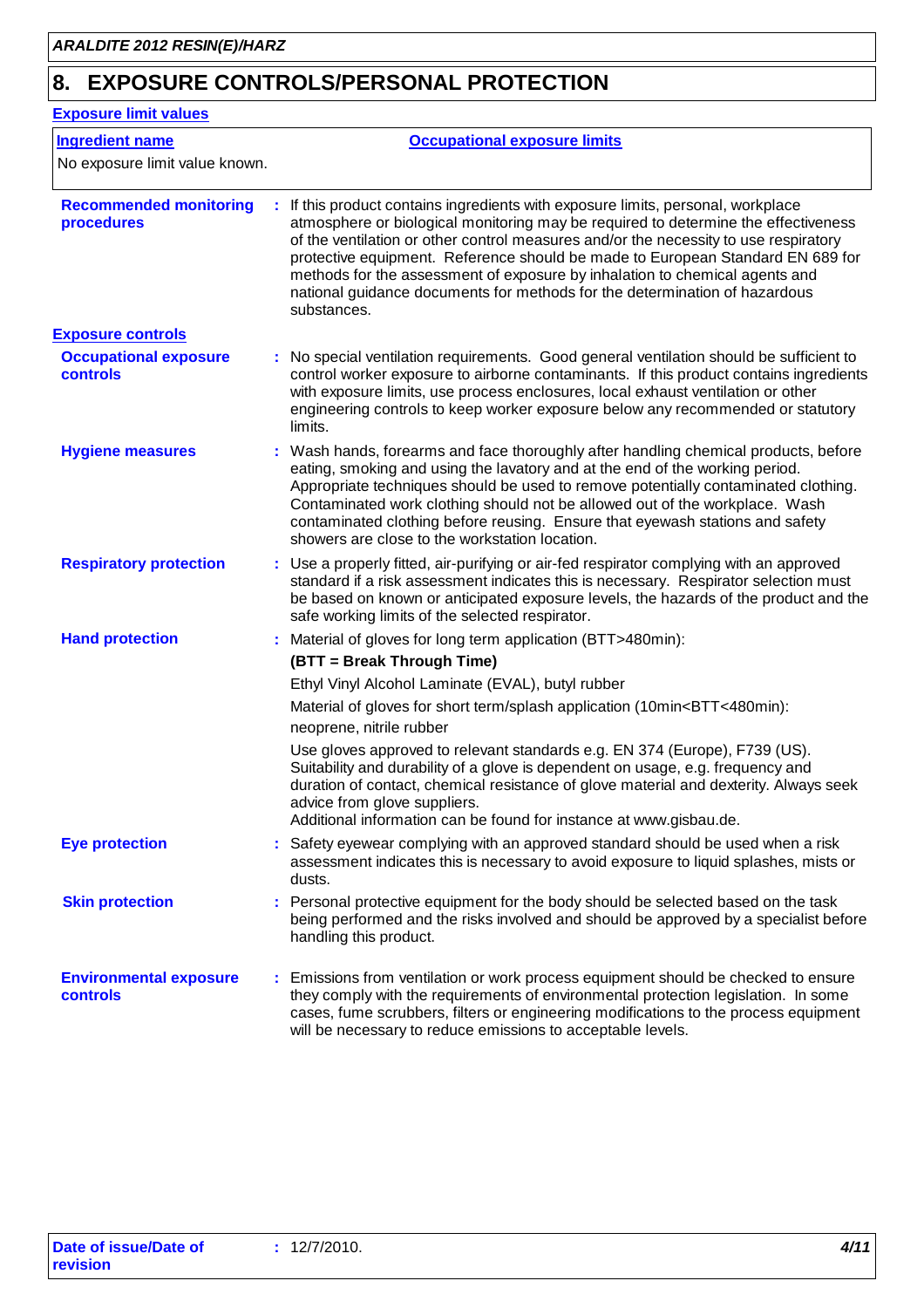## 8. EXPOSURE CONTROLS/PERSONAL PROTECTION

**Exposure limit values**

| Ingredient name | Occupational exposure limits |
|---|---|
| No exposure limit value known. | |

**Recommended monitoring procedures** : If this product contains ingredients with exposure limits, personal, workplace atmosphere or biological monitoring may be required to determine the effectiveness of the ventilation or other control measures and/or the necessity to use respiratory protective equipment. Reference should be made to European Standard EN 689 for methods for the assessment of exposure by inhalation to chemical agents and national guidance documents for methods for the determination of hazardous substances.

**Exposure controls**

**Occupational exposure controls** : No special ventilation requirements. Good general ventilation should be sufficient to control worker exposure to airborne contaminants. If this product contains ingredients with exposure limits, use process enclosures, local exhaust ventilation or other engineering controls to keep worker exposure below any recommended or statutory limits.

**Hygiene measures** : Wash hands, forearms and face thoroughly after handling chemical products, before eating, smoking and using the lavatory and at the end of the working period. Appropriate techniques should be used to remove potentially contaminated clothing. Contaminated work clothing should not be allowed out of the workplace. Wash contaminated clothing before reusing. Ensure that eyewash stations and safety showers are close to the workstation location.

**Respiratory protection** : Use a properly fitted, air-purifying or air-fed respirator complying with an approved standard if a risk assessment indicates this is necessary. Respirator selection must be based on known or anticipated exposure levels, the hazards of the product and the safe working limits of the selected respirator.

**Hand protection** : Material of gloves for long term application (BTT>480min):

**(BTT = Break Through Time)**

Ethyl Vinyl Alcohol Laminate (EVAL), butyl rubber

Material of gloves for short term/splash application (10min<BTT<480min):

neoprene, nitrile rubber

Use gloves approved to relevant standards e.g. EN 374 (Europe), F739 (US). Suitability and durability of a glove is dependent on usage, e.g. frequency and duration of contact, chemical resistance of glove material and dexterity. Always seek advice from glove suppliers.
Additional information can be found for instance at www.gisbau.de.

**Eye protection** : Safety eyewear complying with an approved standard should be used when a risk assessment indicates this is necessary to avoid exposure to liquid splashes, mists or dusts.

**Skin protection** : Personal protective equipment for the body should be selected based on the task being performed and the risks involved and should be approved by a specialist before handling this product.

**Environmental exposure controls** : Emissions from ventilation or work process equipment should be checked to ensure they comply with the requirements of environmental protection legislation. In some cases, fume scrubbers, filters or engineering modifications to the process equipment will be necessary to reduce emissions to acceptable levels.

**Date of issue/Date of revision** : 12/7/2010.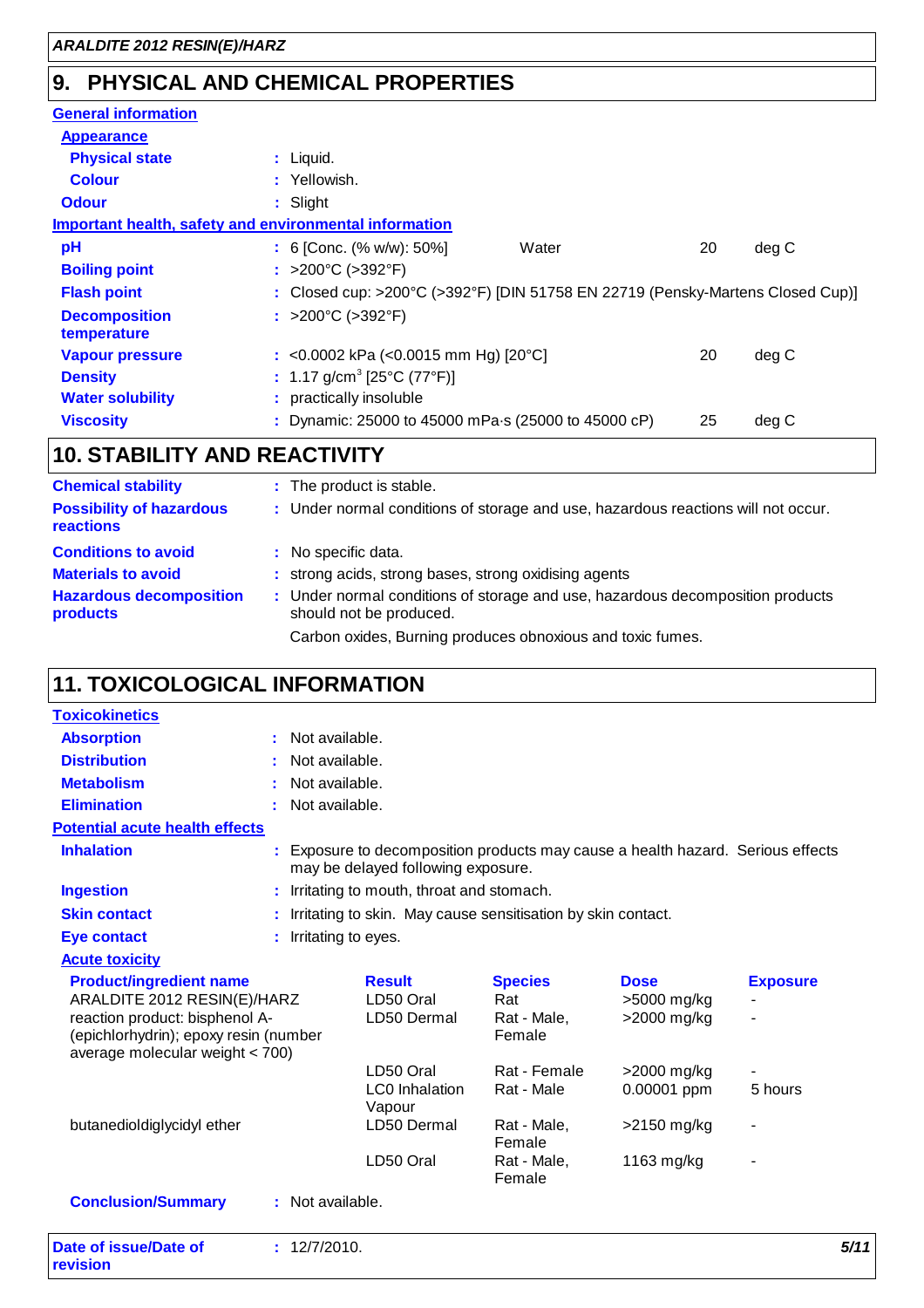## 9. PHYSICAL AND CHEMICAL PROPERTIES

**General information**

**Appearance**

| | | | |
|---|---|---|---|
| **Physical state** | : Liquid. | | |
| **Colour** | : Yellowish. | | |
| **Odour** | : Slight | | |

**Important health, safety and environmental information**

| | | | | |
|---|---|---|---|---|
| **pH** | : 6 [Conc. (% w/w): 50%] | Water | 20 | deg C |
| **Boiling point** | : >200°C (>392°F) | | | |
| **Flash point** | : Closed cup: >200°C (>392°F) [DIN 51758 EN 22719 (Pensky-Martens Closed Cup)] | | | |
| **Decomposition temperature** | : >200°C (>392°F) | | | |
| **Vapour pressure** | : <0.0002 kPa (<0.0015 mm Hg) [20°C] | | 20 | deg C |
| **Density** | : 1.17 g/cm$^3$ [25°C (77°F)] | | | |
| **Water solubility** | : practically insoluble | | | |
| **Viscosity** | : Dynamic: 25000 to 45000 mPa·s (25000 to 45000 cP) | | 25 | deg C |

## 10. STABILITY AND REACTIVITY

| | |
|---|---|
| **Chemical stability** | : The product is stable. |
| **Possibility of hazardous reactions** | : Under normal conditions of storage and use, hazardous reactions will not occur. |
| **Conditions to avoid** | : No specific data. |
| **Materials to avoid** | : strong acids, strong bases, strong oxidising agents |
| **Hazardous decomposition products** | : Under normal conditions of storage and use, hazardous decomposition products should not be produced. Carbon oxides, Burning produces obnoxious and toxic fumes. |

## 11. TOXICOLOGICAL INFORMATION

**Toxicokinetics**

| | |
|---|---|
| **Absorption** | : Not available. |
| **Distribution** | : Not available. |
| **Metabolism** | : Not available. |
| **Elimination** | : Not available. |

**Potential acute health effects**

| | |
|---|---|
| **Inhalation** | : Exposure to decomposition products may cause a health hazard. Serious effects may be delayed following exposure. |
| **Ingestion** | : Irritating to mouth, throat and stomach. |
| **Skin contact** | : Irritating to skin. May cause sensitisation by skin contact. |
| **Eye contact** | : Irritating to eyes. |

**Acute toxicity**

| Product/ingredient name | Result | Species | Dose | Exposure |
|---|---|---|---|---|
| ARALDITE 2012 RESIN(E)/HARZ | LD50 Oral | Rat | >5000 mg/kg | - |
| reaction product: bisphenol A-(epichlorhydrin); epoxy resin (number average molecular weight < 700) | LD50 Dermal | Rat - Male, Female | >2000 mg/kg | - |
| | LD50 Oral | Rat - Female | >2000 mg/kg | - |
| | LC0 Inhalation Vapour | Rat - Male | 0.00001 ppm | 5 hours |
| butanedioldiglycidyl ether | LD50 Dermal | Rat - Male, Female | >2150 mg/kg | - |
| | LD50 Oral | Rat - Male, Female | 1163 mg/kg | - |

**Conclusion/Summary** : Not available.

**Date of issue/Date of revision** : 12/7/2010.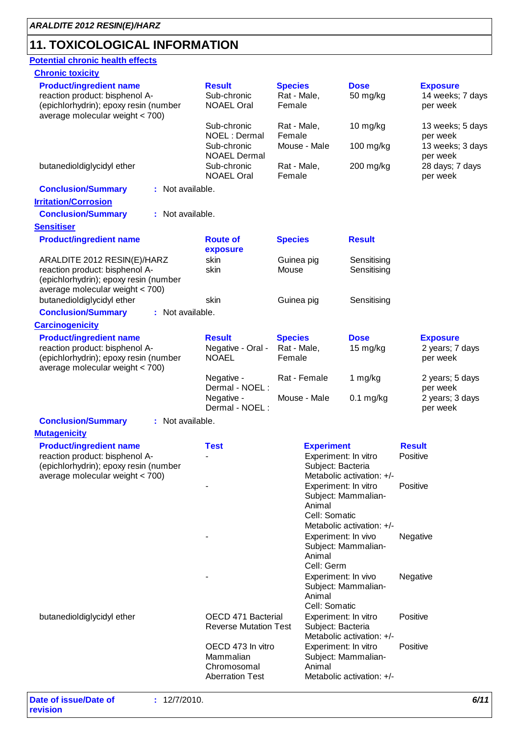## 11. TOXICOLOGICAL INFORMATION

**Potential chronic health effects**

**Chronic toxicity**

| Product/ingredient name | Result | Species | Dose | Exposure |
|---|---|---|---|---|
| reaction product: bisphenol A-(epichlorhydrin); epoxy resin (number average molecular weight < 700) | Sub-chronic NOAEL Oral | Rat - Male, Female | 50 mg/kg | 14 weeks; 7 days per week |
| | Sub-chronic NOEL : Dermal | Rat - Male, Female | 10 mg/kg | 13 weeks; 5 days per week |
| | Sub-chronic NOAEL Dermal | Mouse - Male | 100 mg/kg | 13 weeks; 3 days per week |
| butanedioldiglycidyl ether | Sub-chronic NOAEL Oral | Rat - Male, Female | 200 mg/kg | 28 days; 7 days per week |

**Conclusion/Summary** : Not available.

**Irritation/Corrosion**

**Conclusion/Summary** : Not available.

**Sensitiser**

| Product/ingredient name | Route of exposure | Species | Result |
|---|---|---|---|
| ARALDITE 2012 RESIN(E)/HARZ | skin | Guinea pig | Sensitising |
| reaction product: bisphenol A-(epichlorhydrin); epoxy resin (number average molecular weight < 700) | skin | Mouse | Sensitising |
| butanedioldiglycidyl ether | skin | Guinea pig | Sensitising |

**Conclusion/Summary** : Not available.

**Carcinogenicity**

| Product/ingredient name | Result | Species | Dose | Exposure |
|---|---|---|---|---|
| reaction product: bisphenol A-(epichlorhydrin); epoxy resin (number average molecular weight < 700) | Negative - Oral - NOAEL | Rat - Male, Female | 15 mg/kg | 2 years; 7 days per week |
| | Negative - Dermal - NOEL : | Rat - Female | 1 mg/kg | 2 years; 5 days per week |
| | Negative - Dermal - NOEL : | Mouse - Male | 0.1 mg/kg | 2 years; 3 days per week |

**Conclusion/Summary** : Not available.

**Mutagenicity**

| Product/ingredient name | Test | Experiment | Result |
|---|---|---|---|
| reaction product: bisphenol A-(epichlorhydrin); epoxy resin (number average molecular weight < 700) | - | Experiment: In vitro<br>Subject: Bacteria<br>Metabolic activation: +/- | Positive |
| | - | Experiment: In vitro<br>Subject: Mammalian-Animal<br>Cell: Somatic<br>Metabolic activation: +/- | Positive |
| | - | Experiment: In vivo<br>Subject: Mammalian-Animal<br>Cell: Germ | Negative |
| | - | Experiment: In vivo<br>Subject: Mammalian-Animal<br>Cell: Somatic | Negative |
| butanedioldiglycidyl ether | OECD 471 Bacterial Reverse Mutation Test | Experiment: In vitro<br>Subject: Bacteria<br>Metabolic activation: +/- | Positive |
| | OECD 473 In vitro Mammalian Chromosomal Aberration Test | Experiment: In vitro<br>Subject: Mammalian-Animal<br>Metabolic activation: +/- | Positive |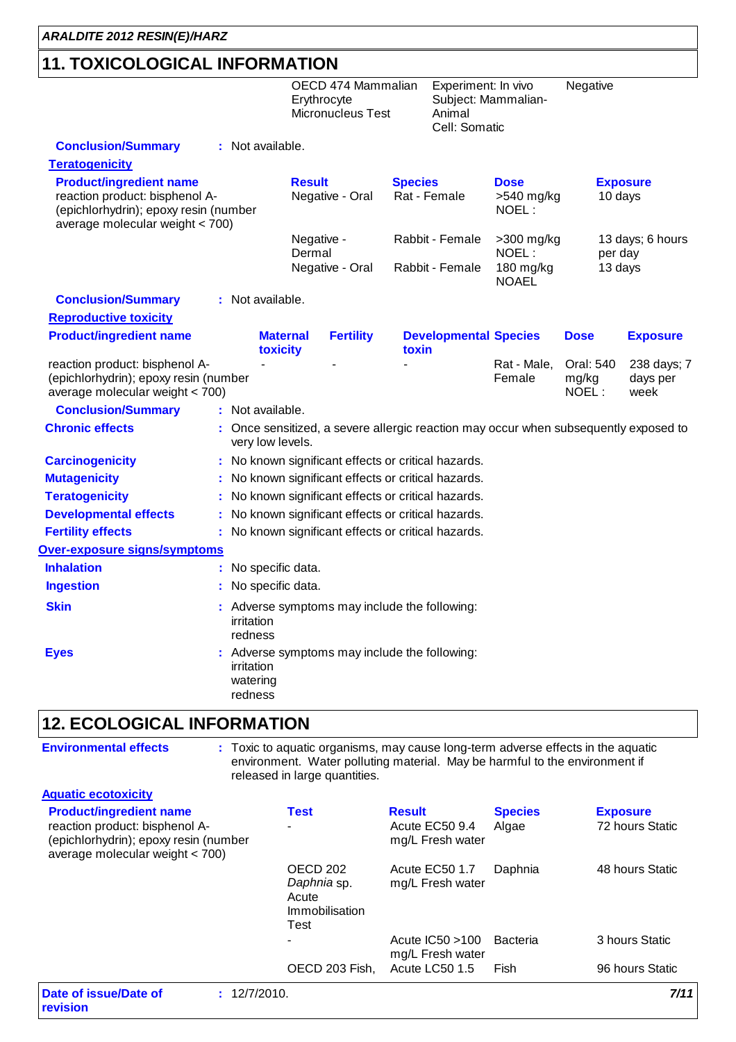## 11. TOXICOLOGICAL INFORMATION

| | | | |
|---|---|---|---|
| | OECD 474 Mammalian Erythrocyte Micronucleus Test | Experiment: In vivo Subject: Mammalian-Animal Cell: Somatic | Negative |

**Conclusion/Summary** : Not available.

**Teratogenicity**

| Product/ingredient name | Result | Species | Dose | Exposure |
|---|---|---|---|---|
| reaction product: bisphenol A-(epichlorhydrin); epoxy resin (number average molecular weight < 700) | Negative - Oral | Rat - Female | >540 mg/kg NOEL : | 10 days |
| | Negative - Dermal | Rabbit - Female | >300 mg/kg NOEL : | 13 days; 6 hours per day |
| | Negative - Oral | Rabbit - Female | 180 mg/kg NOAEL | 13 days |

**Conclusion/Summary** : Not available.

**Reproductive toxicity**

| Product/ingredient name | Maternal toxicity | Fertility | Developmental toxin | Species | Dose | Exposure |
|---|---|---|---|---|---|---|
| reaction product: bisphenol A-(epichlorhydrin); epoxy resin (number average molecular weight < 700) | - | - | - | Rat - Male, Female | Oral: 540 mg/kg NOEL : | 238 days; 7 days per week |

**Conclusion/Summary** : Not available.

**Chronic effects** : Once sensitized, a severe allergic reaction may occur when subsequently exposed to very low levels.

**Carcinogenicity** : No known significant effects or critical hazards.

**Mutagenicity** : No known significant effects or critical hazards.

**Teratogenicity** : No known significant effects or critical hazards.

**Developmental effects** : No known significant effects or critical hazards.

**Fertility effects** : No known significant effects or critical hazards.

**Over-exposure signs/symptoms**

**Inhalation** : No specific data.

**Ingestion** : No specific data.

**Skin** : Adverse symptoms may include the following:
irritation
redness

**Eyes** : Adverse symptoms may include the following:
irritation
watering
redness

## 12. ECOLOGICAL INFORMATION

**Environmental effects** : Toxic to aquatic organisms, may cause long-term adverse effects in the aquatic environment. Water polluting material. May be harmful to the environment if released in large quantities.

**Aquatic ecotoxicity**

| Product/ingredient name | Test | Result | Species | Exposure |
|---|---|---|---|---|
| reaction product: bisphenol A-(epichlorhydrin); epoxy resin (number average molecular weight < 700) | - | Acute EC50 9.4 mg/L Fresh water | Algae | 72 hours Static |
| | OECD 202 *Daphnia* sp. Acute Immobilisation Test | Acute EC50 1.7 mg/L Fresh water | Daphnia | 48 hours Static |
| | - | Acute IC50 >100 mg/L Fresh water | Bacteria | 3 hours Static |
| | OECD 203 Fish, | Acute LC50 1.5 | Fish | 96 hours Static |

**Date of issue/Date of revision** : 12/7/2010.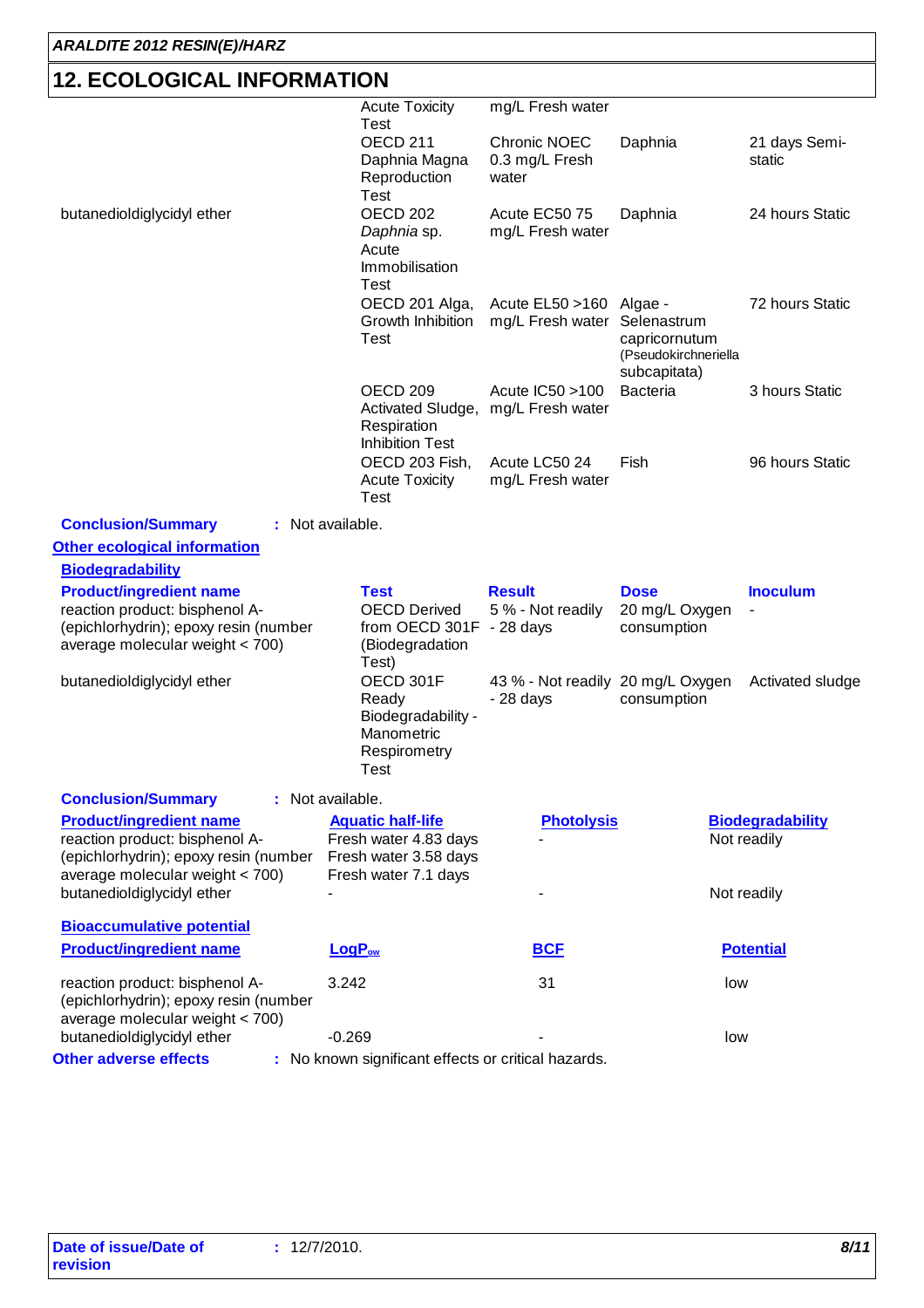## 12. ECOLOGICAL INFORMATION

| Product/ingredient name | Test | Result | Species | Exposure |
|---|---|---|---|---|
| | Acute Toxicity Test | mg/L Fresh water | | |
| | OECD 211 Daphnia Magna Reproduction Test | Chronic NOEC 0.3 mg/L Fresh water | Daphnia | 21 days Semi-static |
| butanedioldiglycidyl ether | OECD 202 *Daphnia* sp. Acute Immobilisation Test | Acute EC50 75 mg/L Fresh water | Daphnia | 24 hours Static |
| | OECD 201 Alga, Growth Inhibition Test | Acute EL50 >160 mg/L Fresh water | Algae - Selenastrum capricornutum (Pseudokirchneriella subcapitata) | 72 hours Static |
| | OECD 209 Activated Sludge, Respiration Inhibition Test | Acute IC50 >100 mg/L Fresh water | Bacteria | 3 hours Static |
| | OECD 203 Fish, Acute Toxicity Test | Acute LC50 24 mg/L Fresh water | Fish | 96 hours Static |

**Conclusion/Summary** : Not available.

**Other ecological information**

**Biodegradability**

| Product/ingredient name | Test | Result | Dose | Inoculum |
|---|---|---|---|---|
| reaction product: bisphenol A-(epichlorhydrin); epoxy resin (number average molecular weight < 700) | OECD Derived from OECD 301F (Biodegradation Test) | 5 % - Not readily - 28 days | 20 mg/L Oxygen consumption | - |
| butanedioldiglycidyl ether | OECD 301F Ready Biodegradability - Manometric Respirometry Test | 43 % - Not readily - 28 days | 20 mg/L Oxygen consumption | Activated sludge |

**Conclusion/Summary** : Not available.

| Product/ingredient name | Aquatic half-life | Photolysis | Biodegradability |
|---|---|---|---|
| reaction product: bisphenol A-(epichlorhydrin); epoxy resin (number average molecular weight < 700) | Fresh water 4.83 days<br>Fresh water 3.58 days<br>Fresh water 7.1 days | - | Not readily |
| butanedioldiglycidyl ether | - | - | Not readily |

**Bioaccumulative potential**

| Product/ingredient name | $LogP_{ow}$ | BCF | Potential |
|---|---|---|---|
| reaction product: bisphenol A-(epichlorhydrin); epoxy resin (number average molecular weight < 700) | 3.242 | 31 | low |
| butanedioldiglycidyl ether | -0.269 | - | low |

**Other adverse effects** : No known significant effects or critical hazards.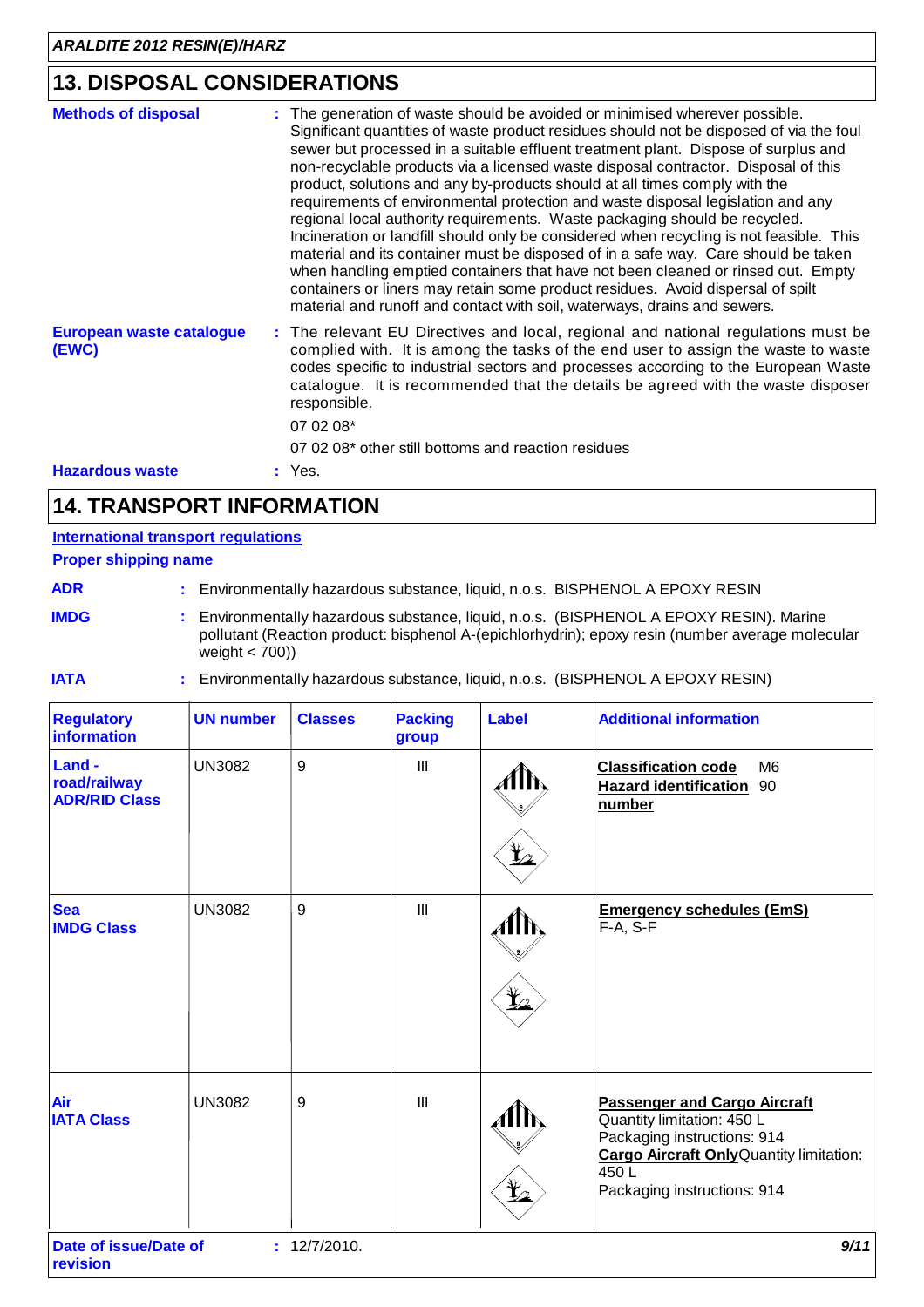## 13. DISPOSAL CONSIDERATIONS

**Methods of disposal** : The generation of waste should be avoided or minimised wherever possible. Significant quantities of waste product residues should not be disposed of via the foul sewer but processed in a suitable effluent treatment plant. Dispose of surplus and non-recyclable products via a licensed waste disposal contractor. Disposal of this product, solutions and any by-products should at all times comply with the requirements of environmental protection and waste disposal legislation and any regional local authority requirements. Waste packaging should be recycled. Incineration or landfill should only be considered when recycling is not feasible. This material and its container must be disposed of in a safe way. Care should be taken when handling emptied containers that have not been cleaned or rinsed out. Empty containers or liners may retain some product residues. Avoid dispersal of spilt material and runoff and contact with soil, waterways, drains and sewers.

**European waste catalogue (EWC)** : The relevant EU Directives and local, regional and national regulations must be complied with. It is among the tasks of the end user to assign the waste to waste codes specific to industrial sectors and processes according to the European Waste catalogue. It is recommended that the details be agreed with the waste disposer responsible.

07 02 08*

07 02 08* other still bottoms and reaction residues

**Hazardous waste** : Yes.

## 14. TRANSPORT INFORMATION

**International transport regulations**

**Proper shipping name**

**ADR** : Environmentally hazardous substance, liquid, n.o.s. BISPHENOL A EPOXY RESIN

**IMDG** : Environmentally hazardous substance, liquid, n.o.s. (BISPHENOL A EPOXY RESIN). Marine pollutant (Reaction product: bisphenol A-(epichlorhydrin); epoxy resin (number average molecular weight < 700))

**IATA** : Environmentally hazardous substance, liquid, n.o.s. (BISPHENOL A EPOXY RESIN)

| Regulatory information | UN number | Classes | Packing group | Label | Additional information |
|---|---|---|---|---|---|
| **Land - road/railway ADR/RID Class** | UN3082 | 9 | III | | **Classification code** M6<br>**Hazard identification number** 90 |
| **Sea IMDG Class** | UN3082 | 9 | III | | **Emergency schedules (EmS)**<br>F-A, S-F |
| **Air IATA Class** | UN3082 | 9 | III | | **Passenger and Cargo Aircraft**<br>Quantity limitation: 450 L<br>Packaging instructions: 914<br>**Cargo Aircraft Only** Quantity limitation: 450 L<br>Packaging instructions: 914 |

**Date of issue/Date of revision** : 12/7/2010.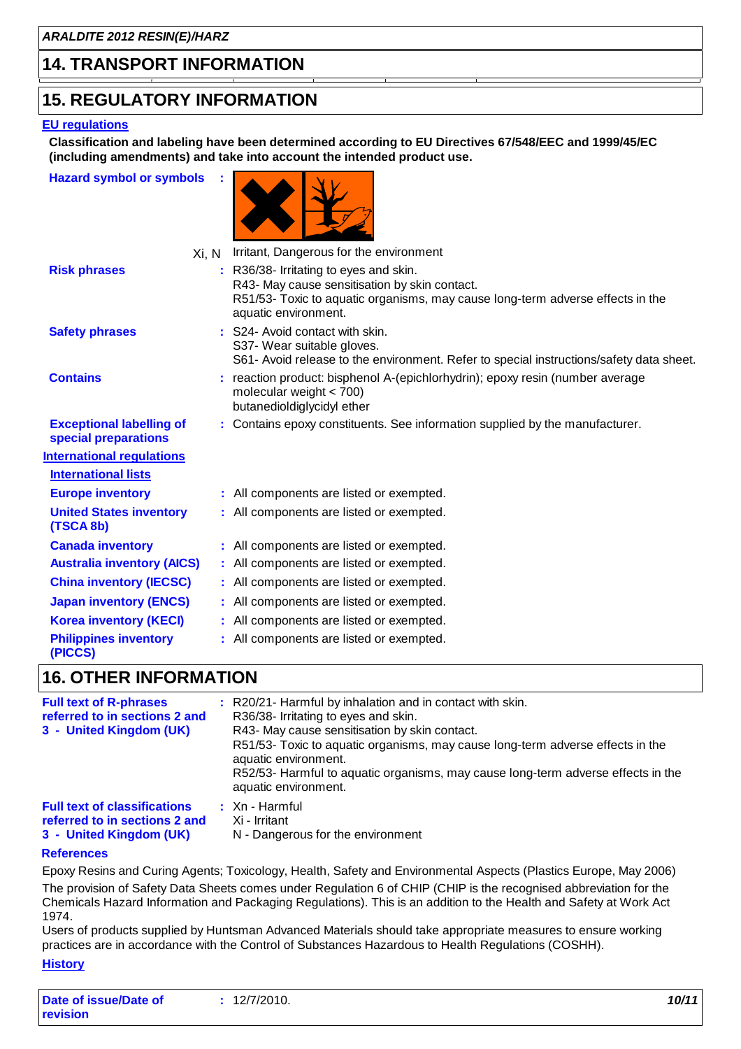## 14. TRANSPORT INFORMATION

## 15. REGULATORY INFORMATION

**EU regulations**

**Classification and labeling have been determined according to EU Directives 67/548/EEC and 1999/45/EC (including amendments) and take into account the intended product use.**

**Hazard symbol or symbols** :

Xi, N Irritant, Dangerous for the environment

**Risk phrases** : R36/38- Irritating to eyes and skin.
R43- May cause sensitisation by skin contact.
R51/53- Toxic to aquatic organisms, may cause long-term adverse effects in the aquatic environment.

**Safety phrases** : S24- Avoid contact with skin.
S37- Wear suitable gloves.
S61- Avoid release to the environment. Refer to special instructions/safety data sheet.

**Contains** : reaction product: bisphenol A-(epichlorhydrin); epoxy resin (number average molecular weight < 700)
butanedioldiglycidyl ether

**Exceptional labelling of special preparations** : Contains epoxy constituents. See information supplied by the manufacturer.

**International regulations**

**International lists**

**Europe inventory** : All components are listed or exempted.

**United States inventory (TSCA 8b)** : All components are listed or exempted.

**Canada inventory** : All components are listed or exempted.

**Australia inventory (AICS)** : All components are listed or exempted.

**China inventory (IECSC)** : All components are listed or exempted.

**Japan inventory (ENCS)** : All components are listed or exempted.

**Korea inventory (KECI)** : All components are listed or exempted.

**Philippines inventory (PICCS)** : All components are listed or exempted.

## 16. OTHER INFORMATION

**Full text of R-phrases referred to in sections 2 and 3 - United Kingdom (UK)** : R20/21- Harmful by inhalation and in contact with skin.
R36/38- Irritating to eyes and skin.
R43- May cause sensitisation by skin contact.
R51/53- Toxic to aquatic organisms, may cause long-term adverse effects in the aquatic environment.
R52/53- Harmful to aquatic organisms, may cause long-term adverse effects in the aquatic environment.

**Full text of classifications referred to in sections 2 and 3 - United Kingdom (UK)** : Xn - Harmful
Xi - Irritant
N - Dangerous for the environment

**References**

Epoxy Resins and Curing Agents; Toxicology, Health, Safety and Environmental Aspects (Plastics Europe, May 2006)

The provision of Safety Data Sheets comes under Regulation 6 of CHIP (CHIP is the recognised abbreviation for the Chemicals Hazard Information and Packaging Regulations). This is an addition to the Health and Safety at Work Act 1974.

Users of products supplied by Huntsman Advanced Materials should take appropriate measures to ensure working practices are in accordance with the Control of Substances Hazardous to Health Regulations (COSHH).

**History**

**Date of issue/Date of revision** : 12/7/2010.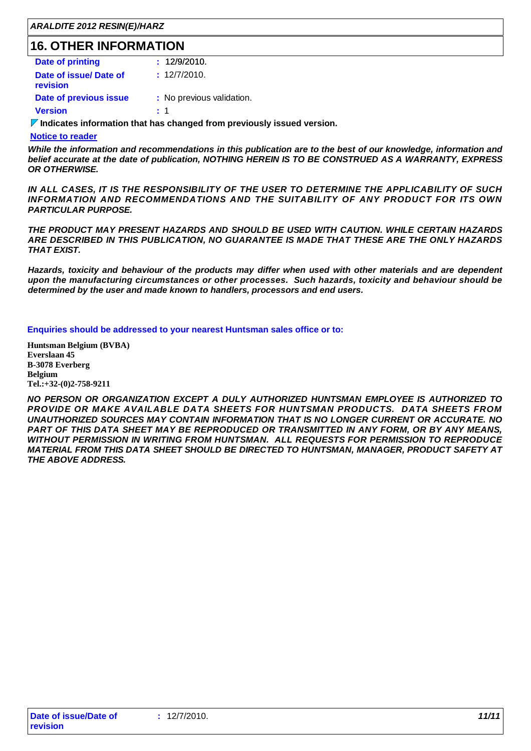## 16. OTHER INFORMATION

| | |
|---|---|
| **Date of printing** | : 12/9/2010. |
| **Date of issue/ Date of revision** | : 12/7/2010. |
| **Date of previous issue** | : No previous validation. |
| **Version** | : 1 |

**Indicates information that has changed from previously issued version.**

**Notice to reader**

***While the information and recommendations in this publication are to the best of our knowledge, information and belief accurate at the date of publication, NOTHING HEREIN IS TO BE CONSTRUED AS A WARRANTY, EXPRESS OR OTHERWISE.***

***IN ALL CASES, IT IS THE RESPONSIBILITY OF THE USER TO DETERMINE THE APPLICABILITY OF SUCH INFORMATION AND RECOMMENDATIONS AND THE SUITABILITY OF ANY PRODUCT FOR ITS OWN PARTICULAR PURPOSE.***

***THE PRODUCT MAY PRESENT HAZARDS AND SHOULD BE USED WITH CAUTION. WHILE CERTAIN HAZARDS ARE DESCRIBED IN THIS PUBLICATION, NO GUARANTEE IS MADE THAT THESE ARE THE ONLY HAZARDS THAT EXIST.***

***Hazards, toxicity and behaviour of the products may differ when used with other materials and are dependent upon the manufacturing circumstances or other processes. Such hazards, toxicity and behaviour should be determined by the user and made known to handlers, processors and end users.***

**Enquiries should be addressed to your nearest Huntsman sales office or to:**

**Huntsman Belgium (BVBA)**
**Everslaan 45**
**B-3078 Everberg**
**Belgium**
**Tel.:+32-(0)2-758-9211**

***NO PERSON OR ORGANIZATION EXCEPT A DULY AUTHORIZED HUNTSMAN EMPLOYEE IS AUTHORIZED TO PROVIDE OR MAKE AVAILABLE DATA SHEETS FOR HUNTSMAN PRODUCTS. DATA SHEETS FROM UNAUTHORIZED SOURCES MAY CONTAIN INFORMATION THAT IS NO LONGER CURRENT OR ACCURATE. NO PART OF THIS DATA SHEET MAY BE REPRODUCED OR TRANSMITTED IN ANY FORM, OR BY ANY MEANS, WITHOUT PERMISSION IN WRITING FROM HUNTSMAN. ALL REQUESTS FOR PERMISSION TO REPRODUCE MATERIAL FROM THIS DATA SHEET SHOULD BE DIRECTED TO HUNTSMAN, MANAGER, PRODUCT SAFETY AT THE ABOVE ADDRESS.***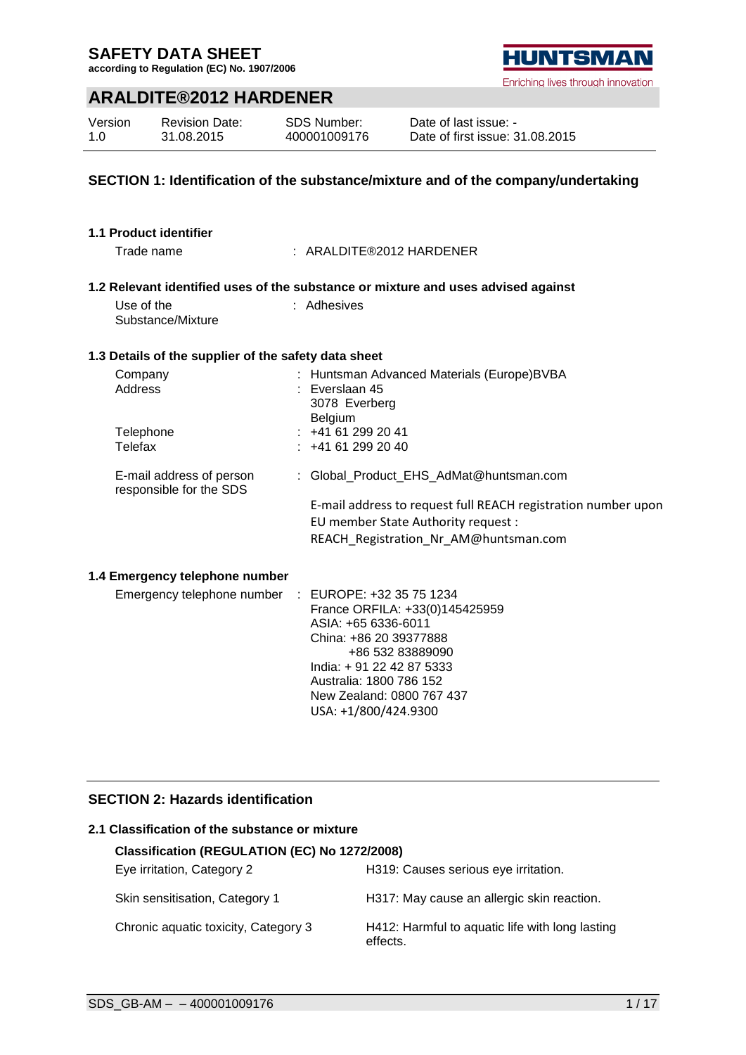# SAFETY DATA SHEET

**according to Regulation (EC) No. 1907/2006**

## ARALDITE®2012 HARDENER

| Version | Revision Date: | SDS Number: | Date of last issue: - |
|---|---|---|---|
| 1.0 | 31.08.2015 | 400001009176 | Date of first issue: 31.08.2015 |

## SECTION 1: Identification of the substance/mixture and of the company/undertaking

### 1.1 Product identifier

Trade name : ARALDITE®2012 HARDENER

### 1.2 Relevant identified uses of the substance or mixture and uses advised against

Use of the Substance/Mixture : Adhesives

### 1.3 Details of the supplier of the safety data sheet

Company : Huntsman Advanced Materials (Europe)BVBA

Address : Everslaan 45
3078 Everberg
Belgium

Telephone : +41 61 299 20 41

Telefax : +41 61 299 20 40

E-mail address of person responsible for the SDS : Global_Product_EHS_AdMat@huntsman.com

E-mail address to request full REACH registration number upon EU member State Authority request :
REACH_Registration_Nr_AM@huntsman.com

### 1.4 Emergency telephone number

Emergency telephone number : EUROPE: +32 35 75 1234
France ORFILA: +33(0)145425959
ASIA: +65 6336-6011
China: +86 20 39377888
+86 532 83889090
India: + 91 22 42 87 5333
Australia: 1800 786 152
New Zealand: 0800 767 437
USA: +1/800/424.9300

## SECTION 2: Hazards identification

### 2.1 Classification of the substance or mixture

**Classification (REGULATION (EC) No 1272/2008)**

| | |
|---|---|
| Eye irritation, Category 2 | H319: Causes serious eye irritation. |
| Skin sensitisation, Category 1 | H317: May cause an allergic skin reaction. |
| Chronic aquatic toxicity, Category 3 | H412: Harmful to aquatic life with long lasting effects. |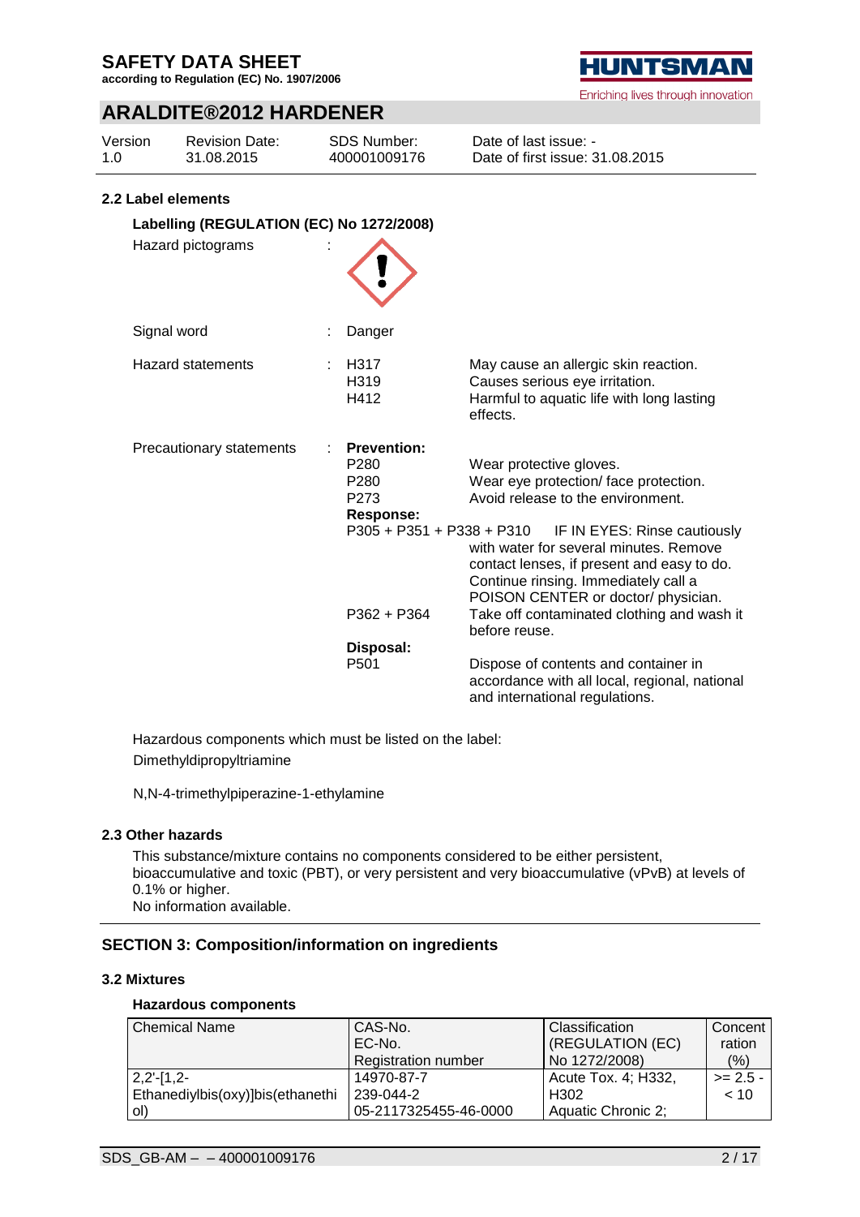# SAFETY DATA SHEET

**according to Regulation (EC) No. 1907/2006**

## ARALDITE®2012 HARDENER

| Version | Revision Date: | SDS Number: | Date of last issue: - |
|---|---|---|---|
| 1.0 | 31.08.2015 | 400001009176 | Date of first issue: 31.08.2015 |

### 2.2 Label elements

**Labelling (REGULATION (EC) No 1272/2008)**

Hazard pictograms :

Signal word : Danger

Hazard statements :

| | |
|---|---|
| H317 | May cause an allergic skin reaction. |
| H319 | Causes serious eye irritation. |
| H412 | Harmful to aquatic life with long lasting effects. |

Precautionary statements :

**Prevention:**

| | |
|---|---|
| P280 | Wear protective gloves. |
| P280 | Wear eye protection/ face protection. |
| P273 | Avoid release to the environment. |

**Response:**

| | |
|---|---|
| P305 + P351 + P338 + P310 | IF IN EYES: Rinse cautiously with water for several minutes. Remove contact lenses, if present and easy to do. Continue rinsing. Immediately call a POISON CENTER or doctor/ physician. |
| P362 + P364 | Take off contaminated clothing and wash it before reuse. |

**Disposal:**

| | |
|---|---|
| P501 | Dispose of contents and container in accordance with all local, regional, national and international regulations. |

Hazardous components which must be listed on the label:

Dimethyldipropyltriamine

N,N-4-trimethylpiperazine-1-ethylamine

### 2.3 Other hazards

This substance/mixture contains no components considered to be either persistent, bioaccumulative and toxic (PBT), or very persistent and very bioaccumulative (vPvB) at levels of 0.1% or higher.
No information available.

## SECTION 3: Composition/information on ingredients

### 3.2 Mixtures

**Hazardous components**

| Chemical Name | CAS-No.<br>EC-No.<br>Registration number | Classification (REGULATION (EC) No 1272/2008) | Concentration (%) |
|---|---|---|---|
| 2,2'-[1,2-Ethanediylbis(oxy)]bis(ethanethiol) | 14970-87-7<br>239-044-2<br>05-2117325455-46-0000 | Acute Tox. 4; H332, H302<br>Aquatic Chronic 2; | >= 2.5 - < 10 |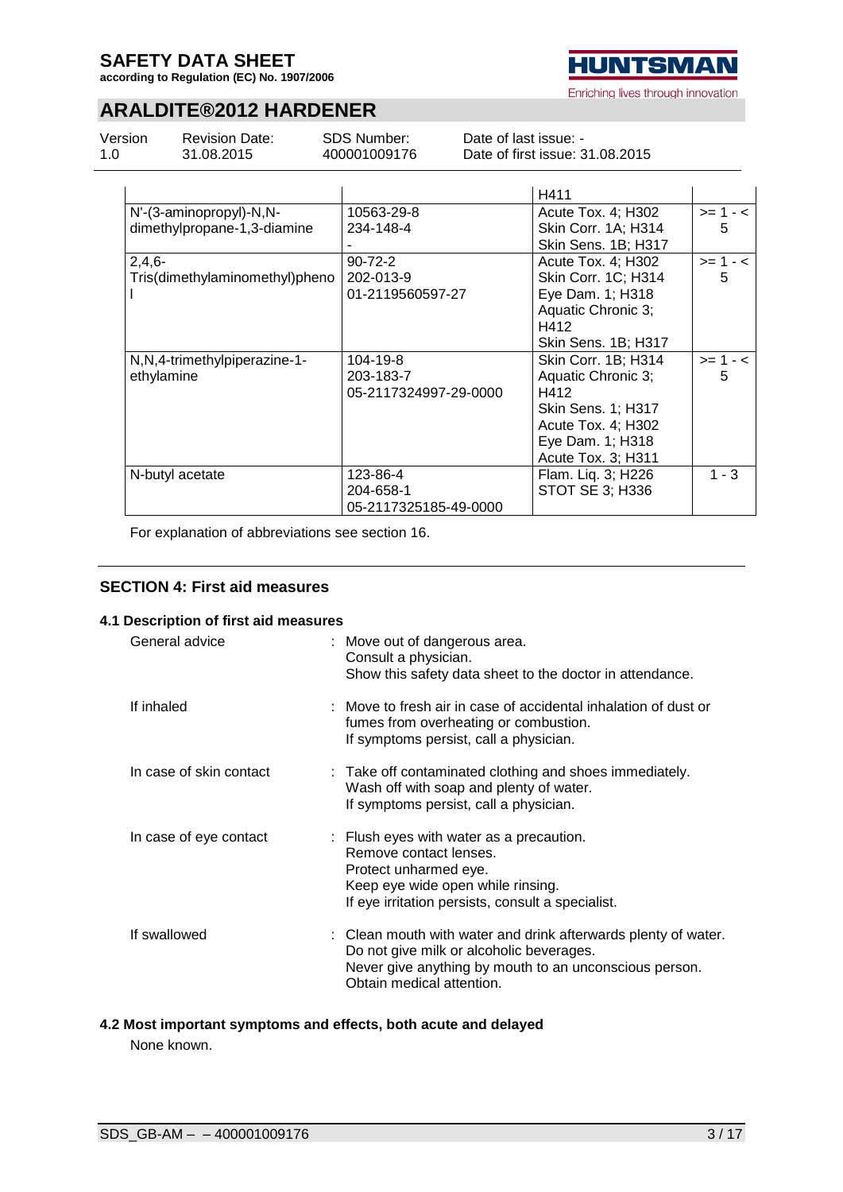| | | H411 | |
|---|---|---|---|
| N'-(3-aminopropyl)-N,N-dimethylpropane-1,3-diamine | 10563-29-8<br>234-148-4<br>- | Acute Tox. 4; H302<br>Skin Corr. 1A; H314<br>Skin Sens. 1B; H317 | >= 1 - < 5 |
| 2,4,6-Tris(dimethylaminomethyl)phenol | 90-72-2<br>202-013-9<br>01-2119560597-27 | Acute Tox. 4; H302<br>Skin Corr. 1C; H314<br>Eye Dam. 1; H318<br>Aquatic Chronic 3; H412<br>Skin Sens. 1B; H317 | >= 1 - < 5 |
| N,N,4-trimethylpiperazine-1-ethylamine | 104-19-8<br>203-183-7<br>05-2117324997-29-0000 | Skin Corr. 1B; H314<br>Aquatic Chronic 3; H412<br>Skin Sens. 1; H317<br>Acute Tox. 4; H302<br>Eye Dam. 1; H318<br>Acute Tox. 3; H311 | >= 1 - < 5 |
| N-butyl acetate | 123-86-4<br>204-658-1<br>05-2117325185-49-0000 | Flam. Liq. 3; H226<br>STOT SE 3; H336 | 1 - 3 |

For explanation of abbreviations see section 16.

## SECTION 4: First aid measures

### 4.1 Description of first aid measures

General advice : Move out of dangerous area.
Consult a physician.
Show this safety data sheet to the doctor in attendance.

If inhaled : Move to fresh air in case of accidental inhalation of dust or fumes from overheating or combustion.
If symptoms persist, call a physician.

In case of skin contact : Take off contaminated clothing and shoes immediately.
Wash off with soap and plenty of water.
If symptoms persist, call a physician.

In case of eye contact : Flush eyes with water as a precaution.
Remove contact lenses.
Protect unharmed eye.
Keep eye wide open while rinsing.
If eye irritation persists, consult a specialist.

If swallowed : Clean mouth with water and drink afterwards plenty of water.
Do not give milk or alcoholic beverages.
Never give anything by mouth to an unconscious person.
Obtain medical attention.

### 4.2 Most important symptoms and effects, both acute and delayed

None known.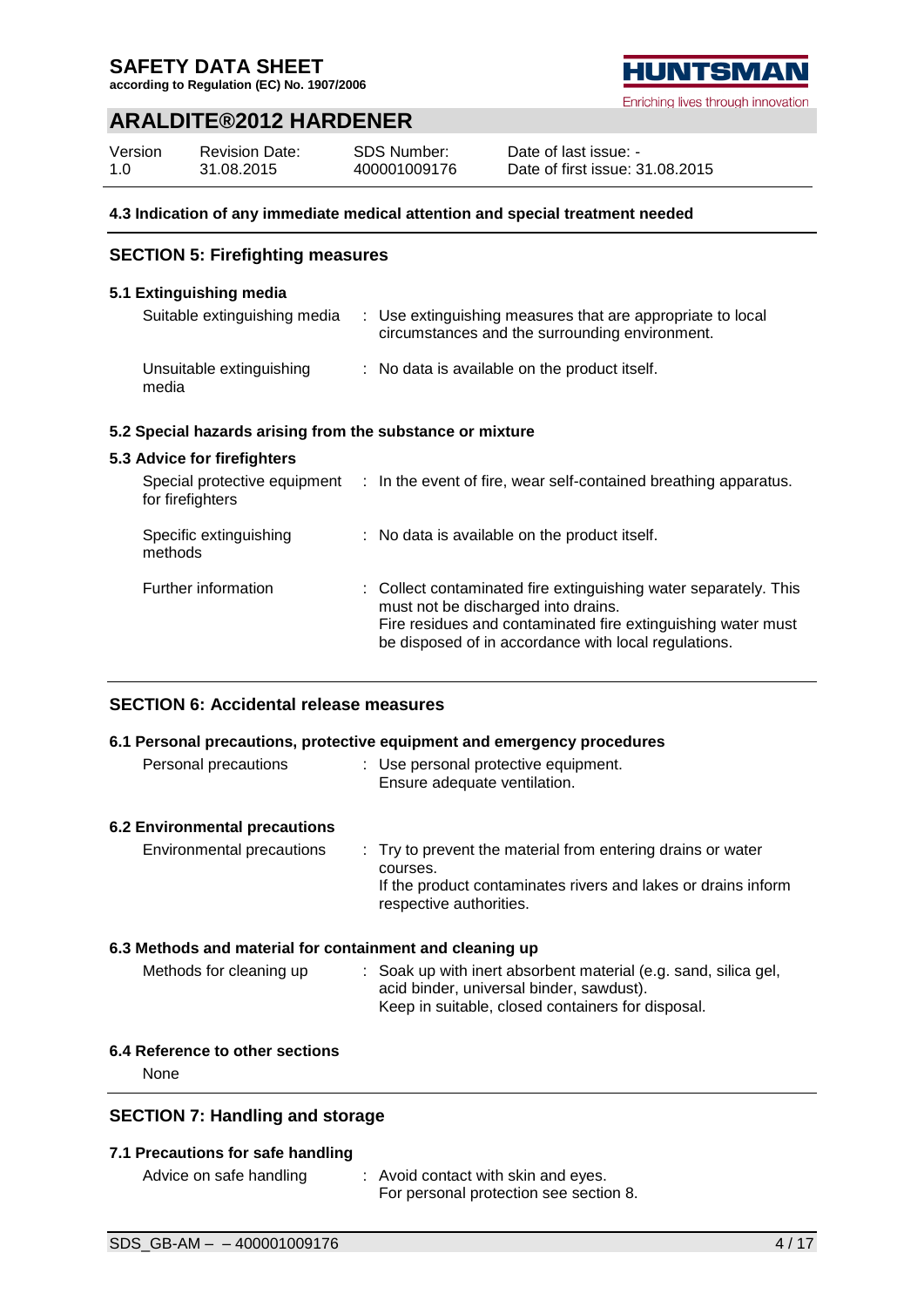#### 4.3 Indication of any immediate medical attention and special treatment needed

## SECTION 5: Firefighting measures

### 5.1 Extinguishing media

| | |
|---|---|
| Suitable extinguishing media | : Use extinguishing measures that are appropriate to local circumstances and the surrounding environment. |
| Unsuitable extinguishing media | : No data is available on the product itself. |

### 5.2 Special hazards arising from the substance or mixture

### 5.3 Advice for firefighters

| | |
|---|---|
| Special protective equipment for firefighters | : In the event of fire, wear self-contained breathing apparatus. |
| Specific extinguishing methods | : No data is available on the product itself. |
| Further information | : Collect contaminated fire extinguishing water separately. This must not be discharged into drains. Fire residues and contaminated fire extinguishing water must be disposed of in accordance with local regulations. |

## SECTION 6: Accidental release measures

### 6.1 Personal precautions, protective equipment and emergency procedures

| | |
|---|---|
| Personal precautions | : Use personal protective equipment. Ensure adequate ventilation. |

### 6.2 Environmental precautions

| | |
|---|---|
| Environmental precautions | : Try to prevent the material from entering drains or water courses. If the product contaminates rivers and lakes or drains inform respective authorities. |

### 6.3 Methods and material for containment and cleaning up

| | |
|---|---|
| Methods for cleaning up | : Soak up with inert absorbent material (e.g. sand, silica gel, acid binder, universal binder, sawdust). Keep in suitable, closed containers for disposal. |

### 6.4 Reference to other sections

None

## SECTION 7: Handling and storage

### 7.1 Precautions for safe handling

| | |
|---|---|
| Advice on safe handling | : Avoid contact with skin and eyes. For personal protection see section 8. |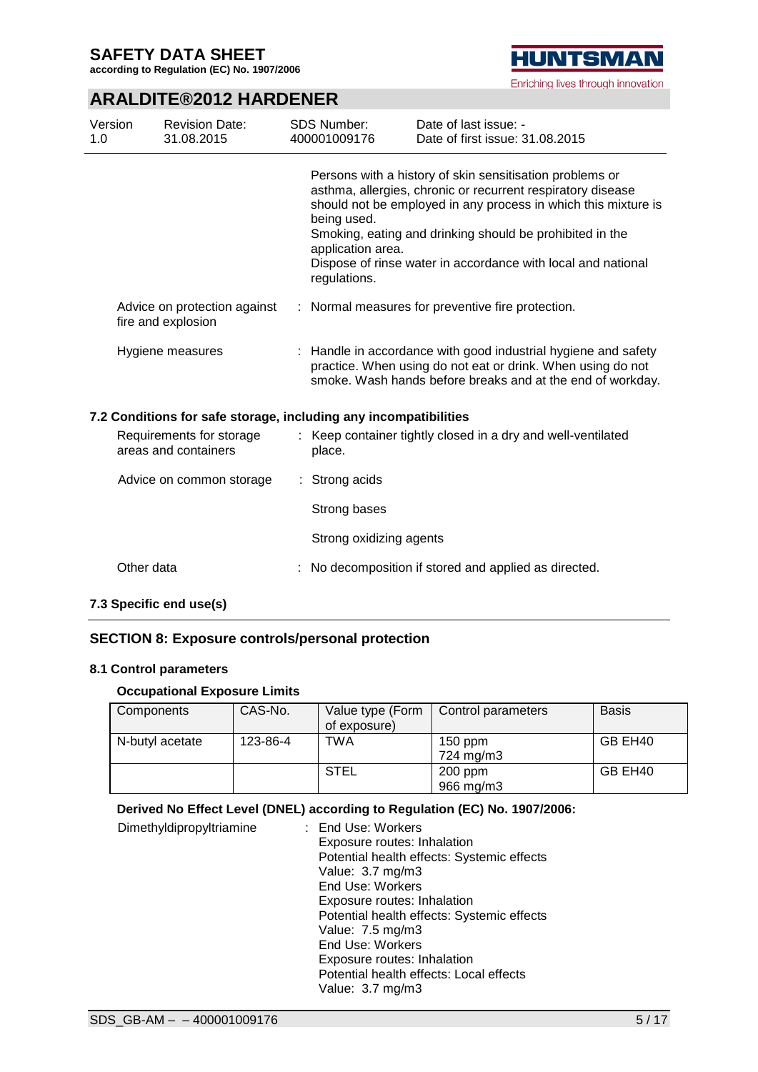Persons with a history of skin sensitisation problems or asthma, allergies, chronic or recurrent respiratory disease should not be employed in any process in which this mixture is being used.
Smoking, eating and drinking should be prohibited in the application area.
Dispose of rinse water in accordance with local and national regulations.

Advice on protection against fire and explosion : Normal measures for preventive fire protection.

Hygiene measures : Handle in accordance with good industrial hygiene and safety practice. When using do not eat or drink. When using do not smoke. Wash hands before breaks and at the end of workday.

### 7.2 Conditions for safe storage, including any incompatibilities

Requirements for storage areas and containers : Keep container tightly closed in a dry and well-ventilated place.

Advice on common storage : Strong acids

Strong bases

Strong oxidizing agents

Other data : No decomposition if stored and applied as directed.

### 7.3 Specific end use(s)

## SECTION 8: Exposure controls/personal protection

### 8.1 Control parameters

**Occupational Exposure Limits**

| Components | CAS-No. | Value type (Form of exposure) | Control parameters | Basis |
|---|---|---|---|---|
| N-butyl acetate | 123-86-4 | TWA | 150 ppm<br>724 mg/m3 | GB EH40 |
| | | STEL | 200 ppm<br>966 mg/m3 | GB EH40 |

**Derived No Effect Level (DNEL) according to Regulation (EC) No. 1907/2006:**

Dimethyldipropyltriamine : End Use: Workers
Exposure routes: Inhalation
Potential health effects: Systemic effects
Value: 3.7 mg/m3
End Use: Workers
Exposure routes: Inhalation
Potential health effects: Systemic effects
Value: 7.5 mg/m3
End Use: Workers
Exposure routes: Inhalation
Potential health effects: Local effects
Value: 3.7 mg/m3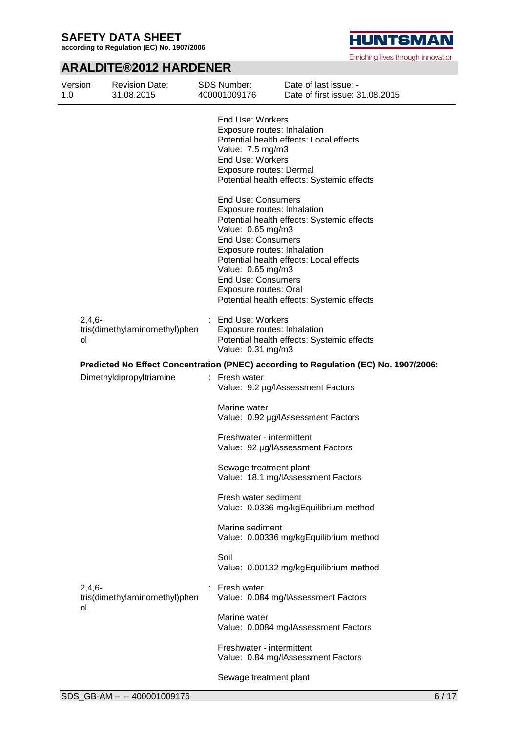| | |
|---|---|
| | End Use: Workers<br>Exposure routes: Inhalation<br>Potential health effects: Local effects<br>Value: 7.5 mg/m3<br>End Use: Workers<br>Exposure routes: Dermal<br>Potential health effects: Systemic effects |
| | End Use: Consumers<br>Exposure routes: Inhalation<br>Potential health effects: Systemic effects<br>Value: 0.65 mg/m3<br>End Use: Consumers<br>Exposure routes: Inhalation<br>Potential health effects: Local effects<br>Value: 0.65 mg/m3<br>End Use: Consumers<br>Exposure routes: Oral<br>Potential health effects: Systemic effects |
| 2,4,6-tris(dimethylaminomethyl)phenol | : End Use: Workers<br>Exposure routes: Inhalation<br>Potential health effects: Systemic effects<br>Value: 0.31 mg/m3 |

**Predicted No Effect Concentration (PNEC) according to Regulation (EC) No. 1907/2006:**

| | |
|---|---|
| Dimethyldipropyltriamine | : Fresh water<br>Value: 9.2 µg/lAssessment Factors |
| | Marine water<br>Value: 0.92 µg/lAssessment Factors |
| | Freshwater - intermittent<br>Value: 92 µg/lAssessment Factors |
| | Sewage treatment plant<br>Value: 18.1 mg/lAssessment Factors |
| | Fresh water sediment<br>Value: 0.0336 mg/kgEquilibrium method |
| | Marine sediment<br>Value: 0.00336 mg/kgEquilibrium method |
| | Soil<br>Value: 0.00132 mg/kgEquilibrium method |
| 2,4,6-tris(dimethylaminomethyl)phenol | : Fresh water<br>Value: 0.084 mg/lAssessment Factors |
| | Marine water<br>Value: 0.0084 mg/lAssessment Factors |
| | Freshwater - intermittent<br>Value: 0.84 mg/lAssessment Factors |
| | Sewage treatment plant |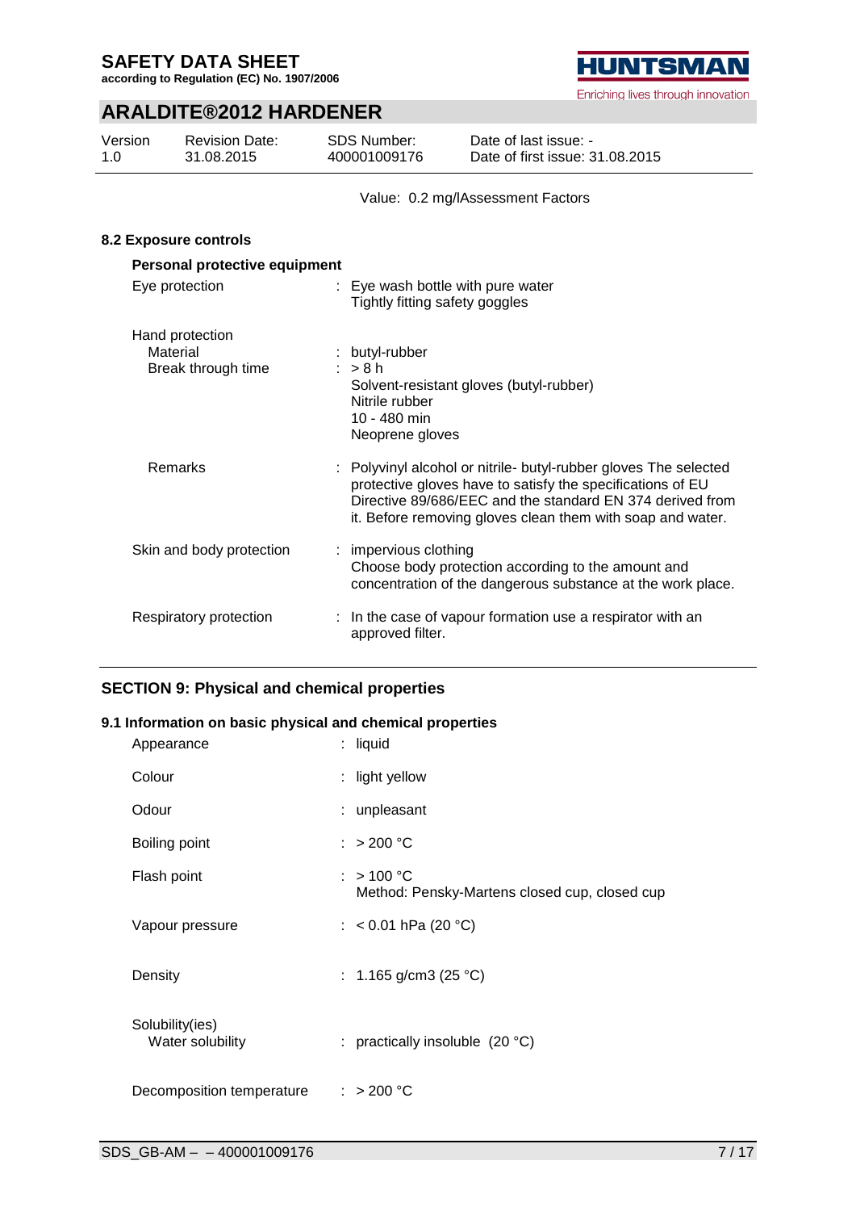Value: 0.2 mg/lAssessment Factors

### 8.2 Exposure controls

**Personal protective equipment**

| | |
|---|---|
| Eye protection | : Eye wash bottle with pure water<br>Tightly fitting safety goggles |
| Hand protection | |
| Material | : butyl-rubber |
| Break through time | : > 8 h<br>Solvent-resistant gloves (butyl-rubber)<br>Nitrile rubber<br>10 - 480 min<br>Neoprene gloves |
| Remarks | : Polyvinyl alcohol or nitrile- butyl-rubber gloves The selected protective gloves have to satisfy the specifications of EU Directive 89/686/EEC and the standard EN 374 derived from it. Before removing gloves clean them with soap and water. |
| Skin and body protection | : impervious clothing<br>Choose body protection according to the amount and concentration of the dangerous substance at the work place. |
| Respiratory protection | : In the case of vapour formation use a respirator with an approved filter. |

## SECTION 9: Physical and chemical properties

### 9.1 Information on basic physical and chemical properties

| | |
|---|---|
| Appearance | : liquid |
| Colour | : light yellow |
| Odour | : unpleasant |
| Boiling point | : > 200 °C |
| Flash point | : > 100 °C<br>Method: Pensky-Martens closed cup, closed cup |
| Vapour pressure | : < 0.01 hPa (20 °C) |
| Density | : 1.165 g/cm3 (25 °C) |
| Solubility(ies) | |
| Water solubility | : practically insoluble (20 °C) |
| Decomposition temperature | : > 200 °C |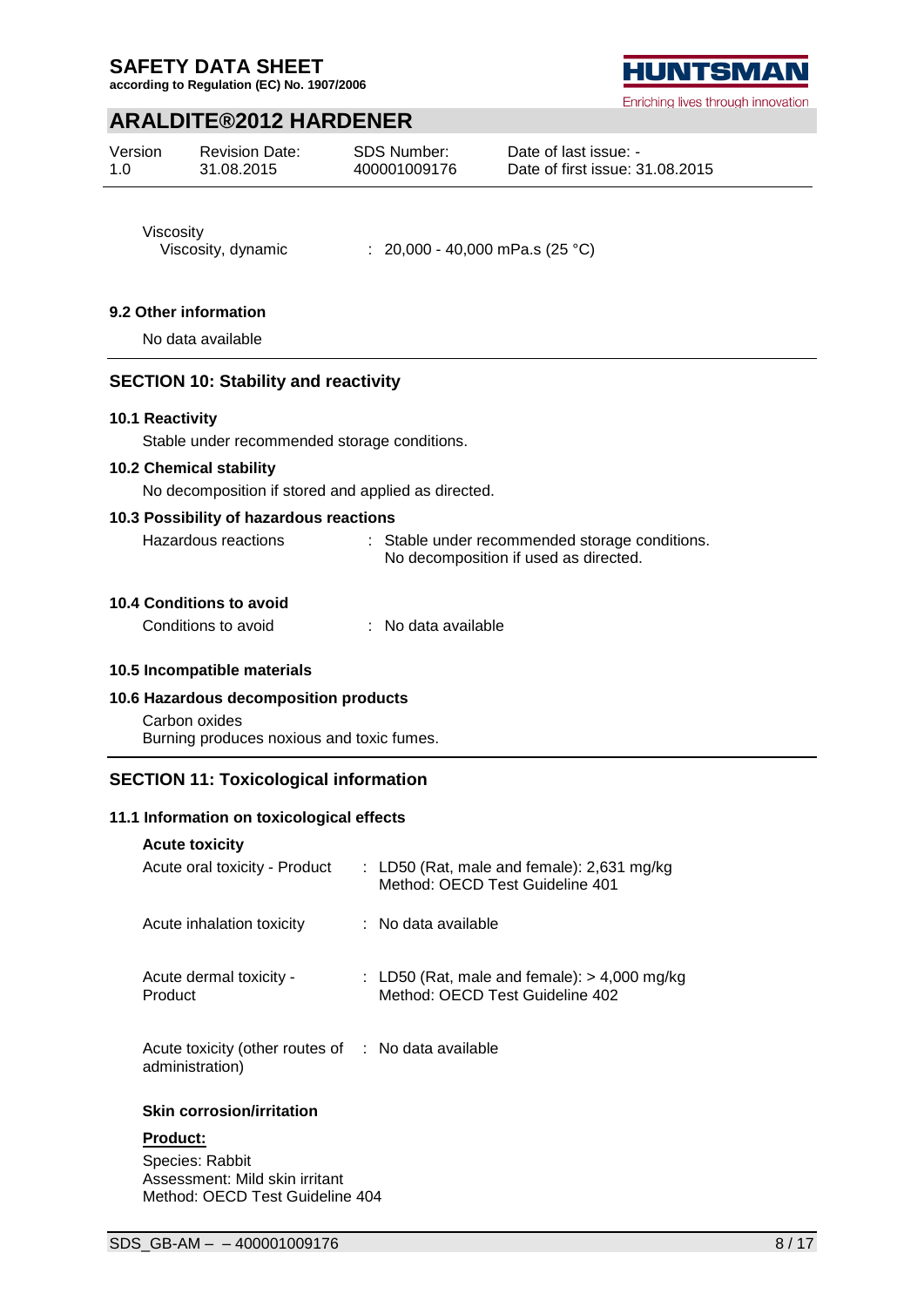Viscosity

Viscosity, dynamic : 20,000 - 40,000 mPa.s (25 °C)

### 9.2 Other information

No data available

## SECTION 10: Stability and reactivity

### 10.1 Reactivity

Stable under recommended storage conditions.

### 10.2 Chemical stability

No decomposition if stored and applied as directed.

### 10.3 Possibility of hazardous reactions

Hazardous reactions : Stable under recommended storage conditions. No decomposition if used as directed.

### 10.4 Conditions to avoid

Conditions to avoid : No data available

### 10.5 Incompatible materials

### 10.6 Hazardous decomposition products

Carbon oxides
Burning produces noxious and toxic fumes.

## SECTION 11: Toxicological information

### 11.1 Information on toxicological effects

**Acute toxicity**

Acute oral toxicity - Product : LD50 (Rat, male and female): 2,631 mg/kg
Method: OECD Test Guideline 401

Acute inhalation toxicity : No data available

Acute dermal toxicity - Product : LD50 (Rat, male and female): > 4,000 mg/kg
Method: OECD Test Guideline 402

Acute toxicity (other routes of administration) : No data available

**Skin corrosion/irritation**

**Product:**

Species: Rabbit
Assessment: Mild skin irritant
Method: OECD Test Guideline 404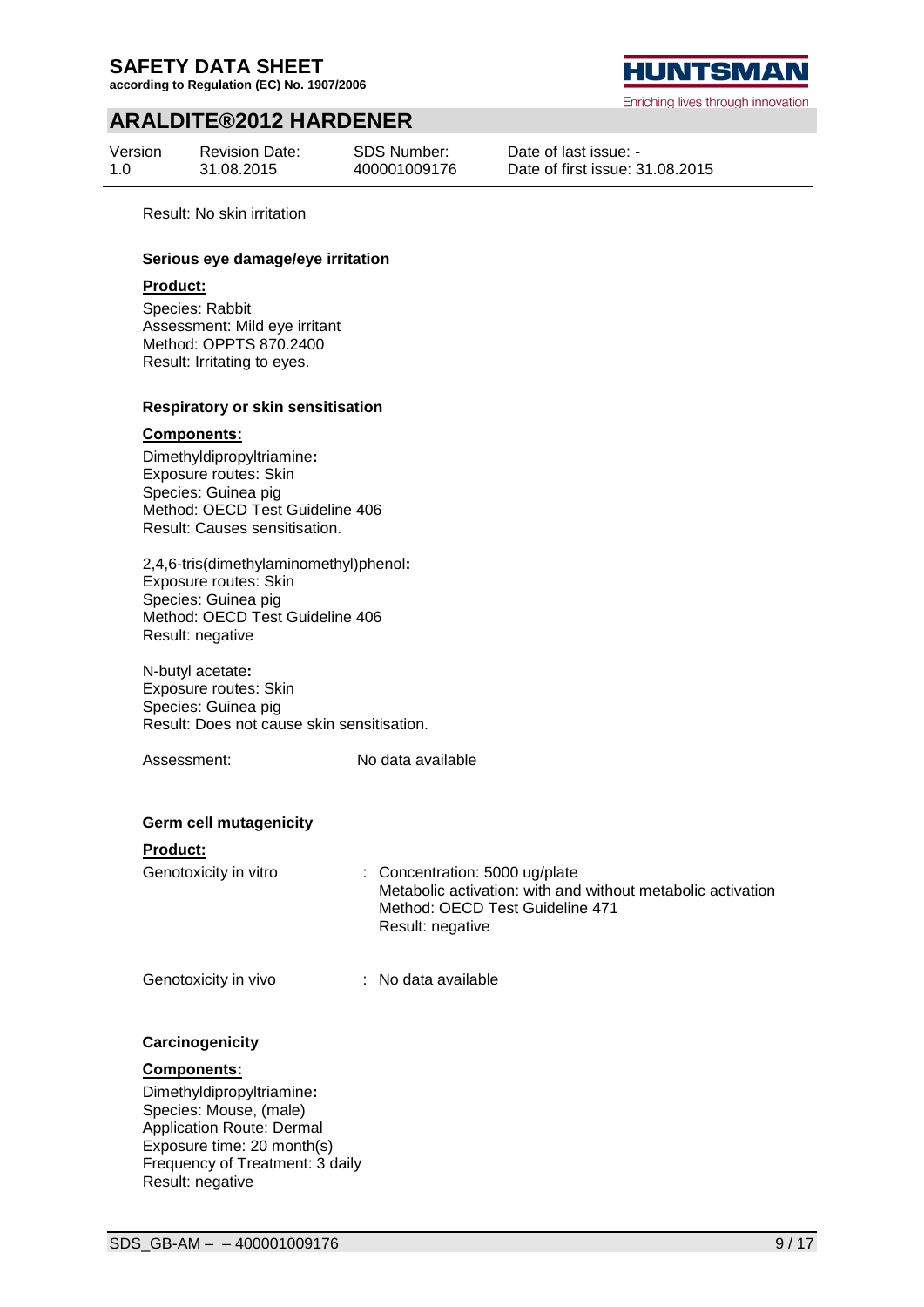Result: No skin irritation

**Serious eye damage/eye irritation**

**Product:**

Species: Rabbit
Assessment: Mild eye irritant
Method: OPPTS 870.2400
Result: Irritating to eyes.

**Respiratory or skin sensitisation**

**Components:**

Dimethyldipropyltriamine**:**
Exposure routes: Skin
Species: Guinea pig
Method: OECD Test Guideline 406
Result: Causes sensitisation.

2,4,6-tris(dimethylaminomethyl)phenol**:**
Exposure routes: Skin
Species: Guinea pig
Method: OECD Test Guideline 406
Result: negative

N-butyl acetate**:**
Exposure routes: Skin
Species: Guinea pig
Result: Does not cause skin sensitisation.

Assessment: No data available

**Germ cell mutagenicity**

**Product:**

Genotoxicity in vitro : Concentration: 5000 ug/plate
Metabolic activation: with and without metabolic activation
Method: OECD Test Guideline 471
Result: negative

Genotoxicity in vivo : No data available

**Carcinogenicity**

**Components:**

Dimethyldipropyltriamine**:**
Species: Mouse, (male)
Application Route: Dermal
Exposure time: 20 month(s)
Frequency of Treatment: 3 daily
Result: negative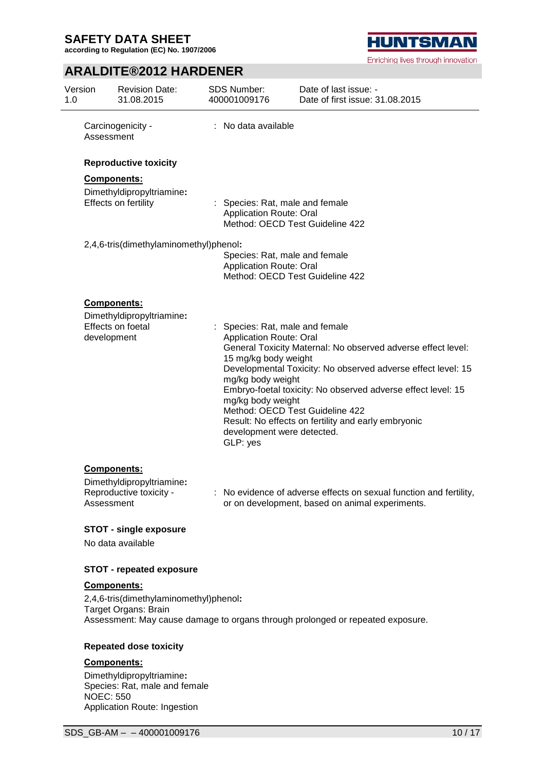Carcinogenicity - Assessment : No data available

**Reproductive toxicity**

**Components:**

Dimethyldipropyltriamine**:**

Effects on fertility : Species: Rat, male and female
Application Route: Oral
Method: OECD Test Guideline 422

2,4,6-tris(dimethylaminomethyl)phenol**:**

Species: Rat, male and female
Application Route: Oral
Method: OECD Test Guideline 422

**Components:**

Dimethyldipropyltriamine**:**

Effects on foetal development : Species: Rat, male and female
Application Route: Oral
General Toxicity Maternal: No observed adverse effect level: 15 mg/kg body weight
Developmental Toxicity: No observed adverse effect level: 15 mg/kg body weight
Embryo-foetal toxicity: No observed adverse effect level: 15 mg/kg body weight
Method: OECD Test Guideline 422
Result: No effects on fertility and early embryonic development were detected.
GLP: yes

**Components:**

Dimethyldipropyltriamine**:**

Reproductive toxicity - Assessment : No evidence of adverse effects on sexual function and fertility, or on development, based on animal experiments.

**STOT - single exposure**

No data available

**STOT - repeated exposure**

**Components:**

2,4,6-tris(dimethylaminomethyl)phenol**:**
Target Organs: Brain
Assessment: May cause damage to organs through prolonged or repeated exposure.

**Repeated dose toxicity**

**Components:**

Dimethyldipropyltriamine**:**
Species: Rat, male and female
NOEC: 550
Application Route: Ingestion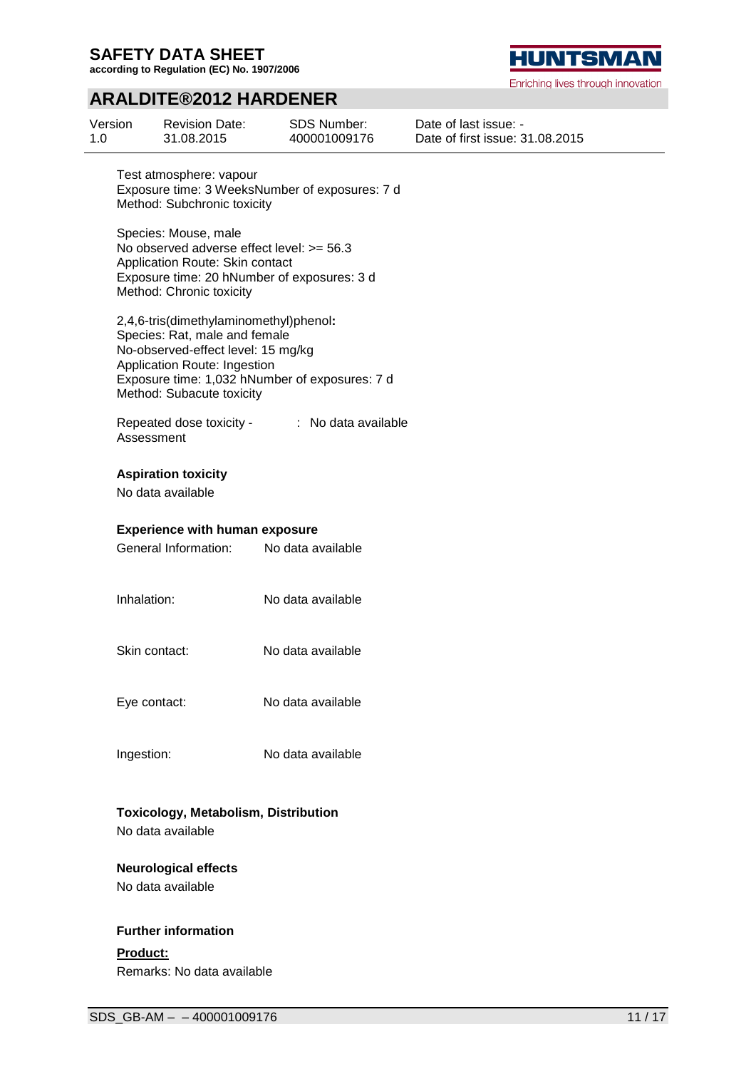Test atmosphere: vapour
Exposure time: 3 WeeksNumber of exposures: 7 d
Method: Subchronic toxicity

Species: Mouse, male
No observed adverse effect level: >= 56.3
Application Route: Skin contact
Exposure time: 20 hNumber of exposures: 3 d
Method: Chronic toxicity

2,4,6-tris(dimethylaminomethyl)phenol**:**
Species: Rat, male and female
No-observed-effect level: 15 mg/kg
Application Route: Ingestion
Exposure time: 1,032 hNumber of exposures: 7 d
Method: Subacute toxicity

Repeated dose toxicity - Assessment : No data available

**Aspiration toxicity**

No data available

**Experience with human exposure**

General Information: No data available

Inhalation: No data available

Skin contact: No data available

Eye contact: No data available

Ingestion: No data available

**Toxicology, Metabolism, Distribution**

No data available

**Neurological effects**

No data available

**Further information**

**Product:**

Remarks: No data available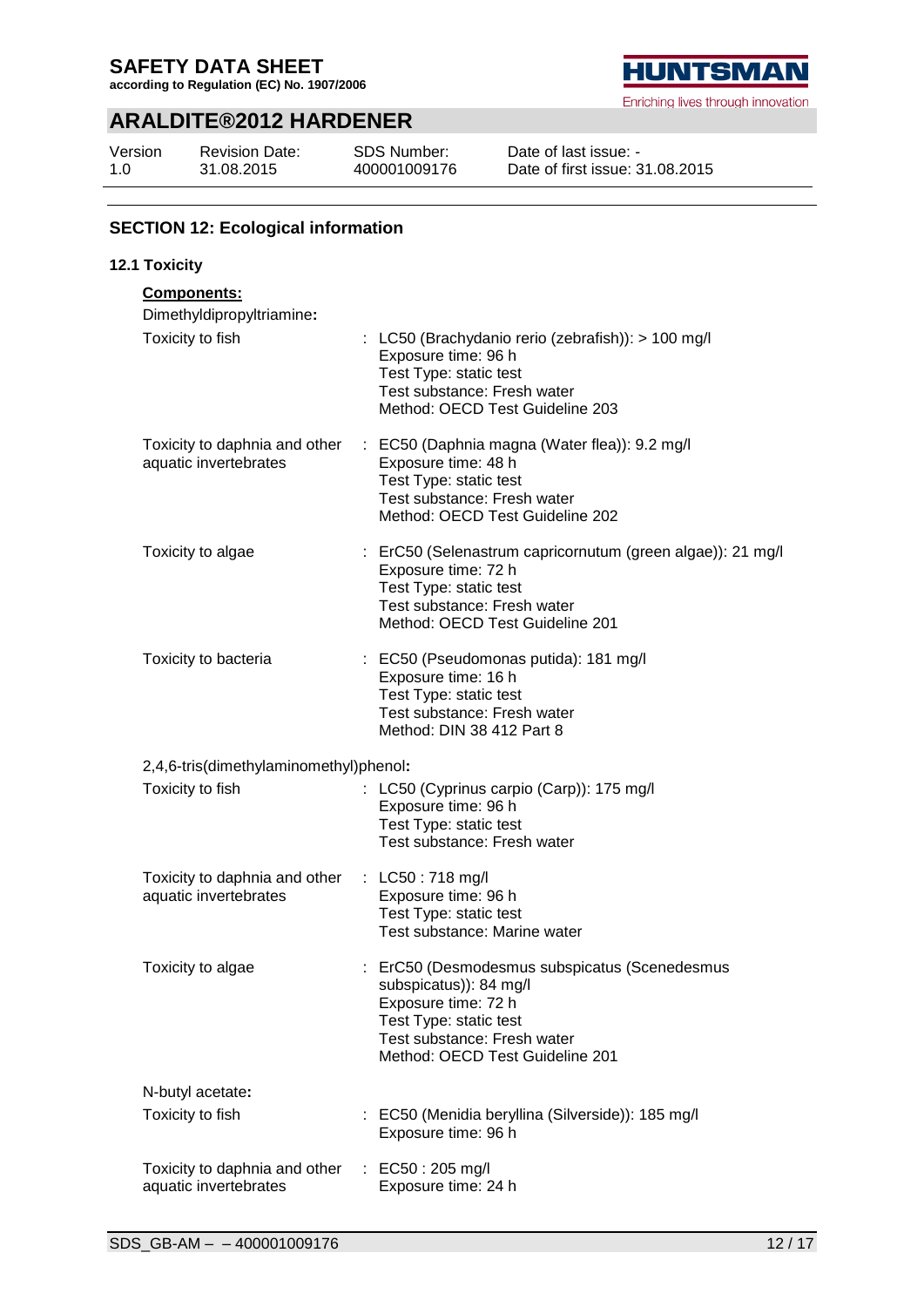## SECTION 12: Ecological information

### 12.1 Toxicity

**Components:**

Dimethyldipropyltriamine**:**

| | |
|---|---|
| Toxicity to fish | : LC50 (Brachydanio rerio (zebrafish)): > 100 mg/l<br>Exposure time: 96 h<br>Test Type: static test<br>Test substance: Fresh water<br>Method: OECD Test Guideline 203 |
| Toxicity to daphnia and other aquatic invertebrates | : EC50 (Daphnia magna (Water flea)): 9.2 mg/l<br>Exposure time: 48 h<br>Test Type: static test<br>Test substance: Fresh water<br>Method: OECD Test Guideline 202 |
| Toxicity to algae | : ErC50 (Selenastrum capricornutum (green algae)): 21 mg/l<br>Exposure time: 72 h<br>Test Type: static test<br>Test substance: Fresh water<br>Method: OECD Test Guideline 201 |
| Toxicity to bacteria | : EC50 (Pseudomonas putida): 181 mg/l<br>Exposure time: 16 h<br>Test Type: static test<br>Test substance: Fresh water<br>Method: DIN 38 412 Part 8 |

2,4,6-tris(dimethylaminomethyl)phenol**:**

| | |
|---|---|
| Toxicity to fish | : LC50 (Cyprinus carpio (Carp)): 175 mg/l<br>Exposure time: 96 h<br>Test Type: static test<br>Test substance: Fresh water |
| Toxicity to daphnia and other aquatic invertebrates | : LC50 : 718 mg/l<br>Exposure time: 96 h<br>Test Type: static test<br>Test substance: Marine water |
| Toxicity to algae | : ErC50 (Desmodesmus subspicatus (Scenedesmus subspicatus)): 84 mg/l<br>Exposure time: 72 h<br>Test Type: static test<br>Test substance: Fresh water<br>Method: OECD Test Guideline 201 |

N-butyl acetate**:**

| | |
|---|---|
| Toxicity to fish | : EC50 (Menidia beryllina (Silverside)): 185 mg/l<br>Exposure time: 96 h |
| Toxicity to daphnia and other aquatic invertebrates | : EC50 : 205 mg/l<br>Exposure time: 24 h |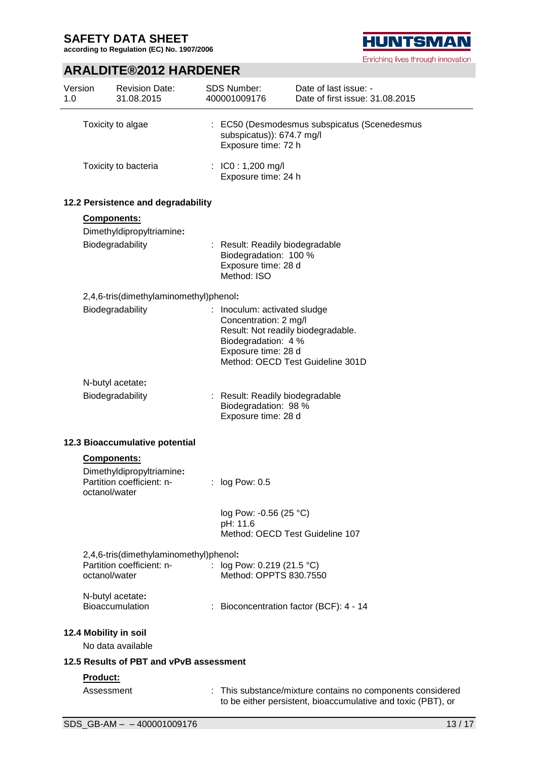| | |
|---|---|
| Toxicity to algae | : EC50 (Desmodesmus subspicatus (Scenedesmus subspicatus)): 674.7 mg/l<br>Exposure time: 72 h |
| Toxicity to bacteria | : IC0 : 1,200 mg/l<br>Exposure time: 24 h |

### 12.2 Persistence and degradability

**Components:**

Dimethyldipropyltriamine**:**

| | |
|---|---|
| Biodegradability | : Result: Readily biodegradable<br>Biodegradation: 100 %<br>Exposure time: 28 d<br>Method: ISO |

2,4,6-tris(dimethylaminomethyl)phenol**:**

| | |
|---|---|
| Biodegradability | : Inoculum: activated sludge<br>Concentration: 2 mg/l<br>Result: Not readily biodegradable.<br>Biodegradation: 4 %<br>Exposure time: 28 d<br>Method: OECD Test Guideline 301D |

N-butyl acetate**:**

| | |
|---|---|
| Biodegradability | : Result: Readily biodegradable<br>Biodegradation: 98 %<br>Exposure time: 28 d |

### 12.3 Bioaccumulative potential

**Components:**

Dimethyldipropyltriamine**:**

| | |
|---|---|
| Partition coefficient: n-octanol/water | : log Pow: 0.5<br><br>log Pow: -0.56 (25 °C)<br>pH: 11.6<br>Method: OECD Test Guideline 107 |

2,4,6-tris(dimethylaminomethyl)phenol**:**

| | |
|---|---|
| Partition coefficient: n-octanol/water | : log Pow: 0.219 (21.5 °C)<br>Method: OPPTS 830.7550 |

N-butyl acetate**:**

| | |
|---|---|
| Bioaccumulation | : Bioconcentration factor (BCF): 4 - 14 |

### 12.4 Mobility in soil

No data available

### 12.5 Results of PBT and vPvB assessment

**Product:**

| | |
|---|---|
| Assessment | : This substance/mixture contains no components considered to be either persistent, bioaccumulative and toxic (PBT), or |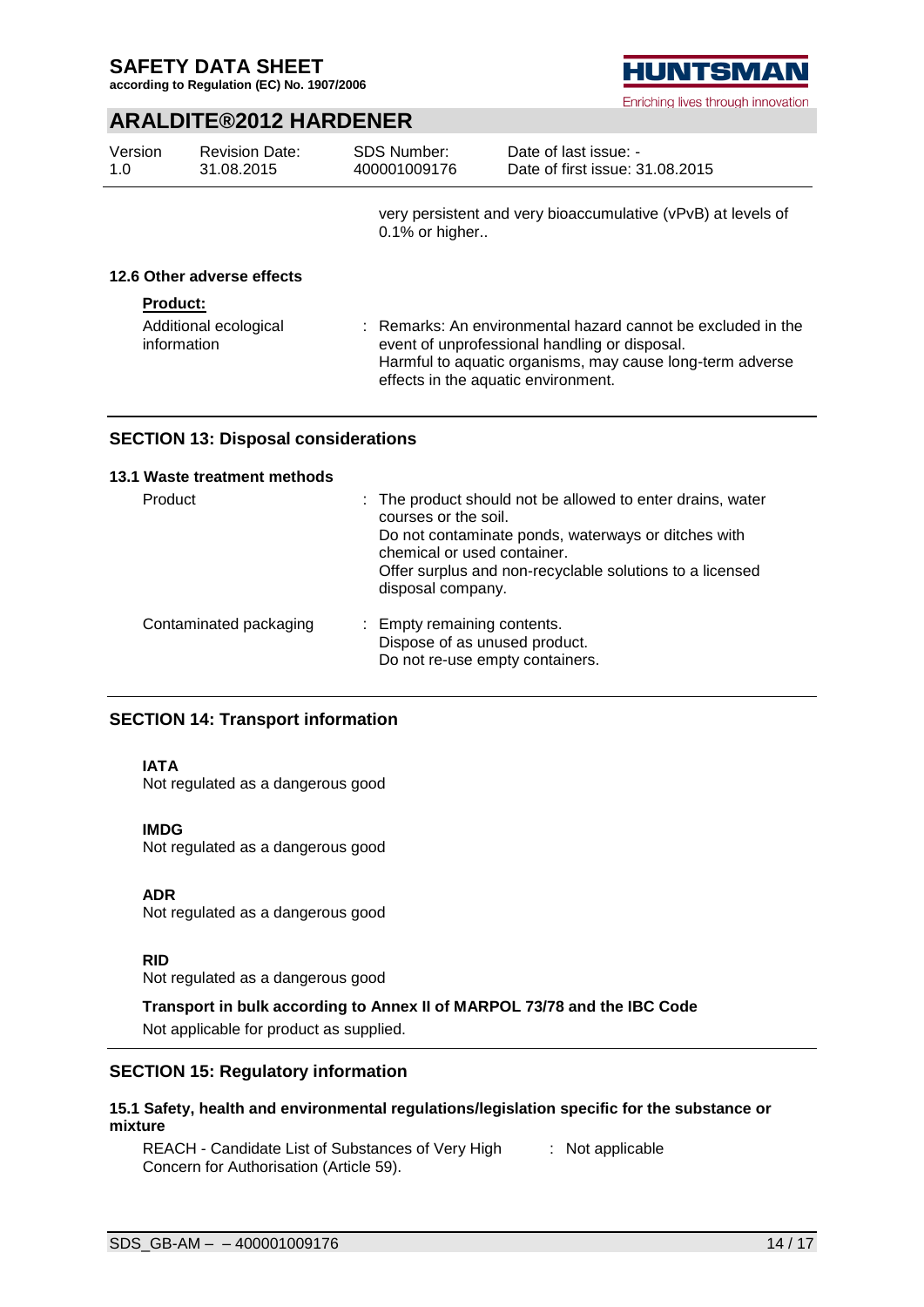very persistent and very bioaccumulative (vPvB) at levels of 0.1% or higher..

### 12.6 Other adverse effects

**Product:**

| | |
|---|---|
| Additional ecological information | : Remarks: An environmental hazard cannot be excluded in the event of unprofessional handling or disposal. Harmful to aquatic organisms, may cause long-term adverse effects in the aquatic environment. |

## SECTION 13: Disposal considerations

### 13.1 Waste treatment methods

| | |
|---|---|
| Product | : The product should not be allowed to enter drains, water courses or the soil. Do not contaminate ponds, waterways or ditches with chemical or used container. Offer surplus and non-recyclable solutions to a licensed disposal company. |
| Contaminated packaging | : Empty remaining contents. Dispose of as unused product. Do not re-use empty containers. |

## SECTION 14: Transport information

**IATA**
Not regulated as a dangerous good

**IMDG**
Not regulated as a dangerous good

**ADR**
Not regulated as a dangerous good

**RID**
Not regulated as a dangerous good

**Transport in bulk according to Annex II of MARPOL 73/78 and the IBC Code**
Not applicable for product as supplied.

## SECTION 15: Regulatory information

### 15.1 Safety, health and environmental regulations/legislation specific for the substance or mixture

| | |
|---|---|
| REACH - Candidate List of Substances of Very High Concern for Authorisation (Article 59). | : Not applicable |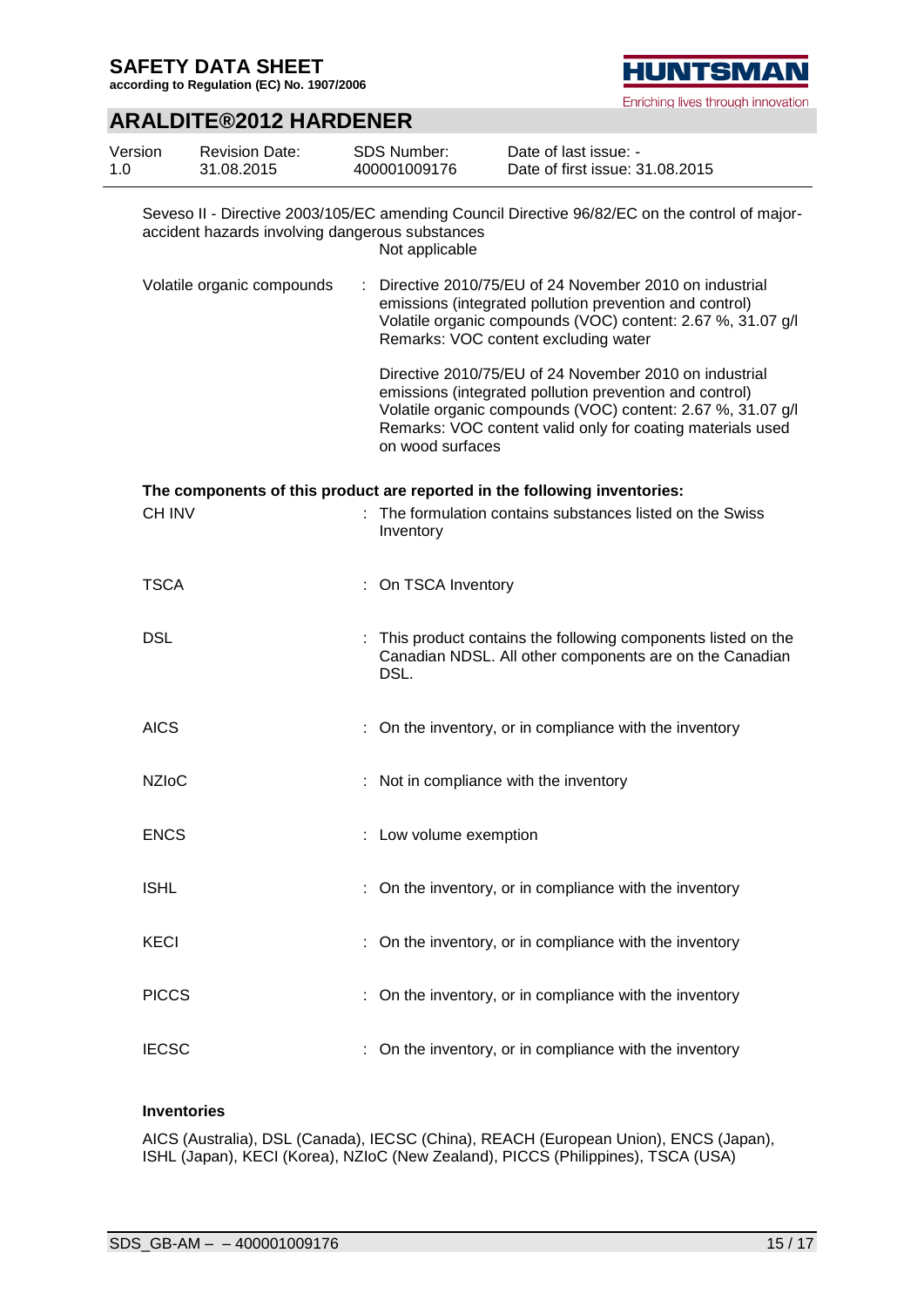Seveso II - Directive 2003/105/EC amending Council Directive 96/82/EC on the control of major-accident hazards involving dangerous substances

Not applicable

Volatile organic compounds : Directive 2010/75/EU of 24 November 2010 on industrial emissions (integrated pollution prevention and control)
Volatile organic compounds (VOC) content: 2.67 %, 31.07 g/l
Remarks: VOC content excluding water

Directive 2010/75/EU of 24 November 2010 on industrial emissions (integrated pollution prevention and control)
Volatile organic compounds (VOC) content: 2.67 %, 31.07 g/l
Remarks: VOC content valid only for coating materials used on wood surfaces

**The components of this product are reported in the following inventories:**

CH INV : The formulation contains substances listed on the Swiss Inventory

TSCA : On TSCA Inventory

DSL : This product contains the following components listed on the Canadian NDSL. All other components are on the Canadian DSL.

AICS : On the inventory, or in compliance with the inventory

NZIoC : Not in compliance with the inventory

ENCS : Low volume exemption

ISHL : On the inventory, or in compliance with the inventory

KECI : On the inventory, or in compliance with the inventory

PICCS : On the inventory, or in compliance with the inventory

IECSC : On the inventory, or in compliance with the inventory

**Inventories**

AICS (Australia), DSL (Canada), IECSC (China), REACH (European Union), ENCS (Japan), ISHL (Japan), KECI (Korea), NZIoC (New Zealand), PICCS (Philippines), TSCA (USA)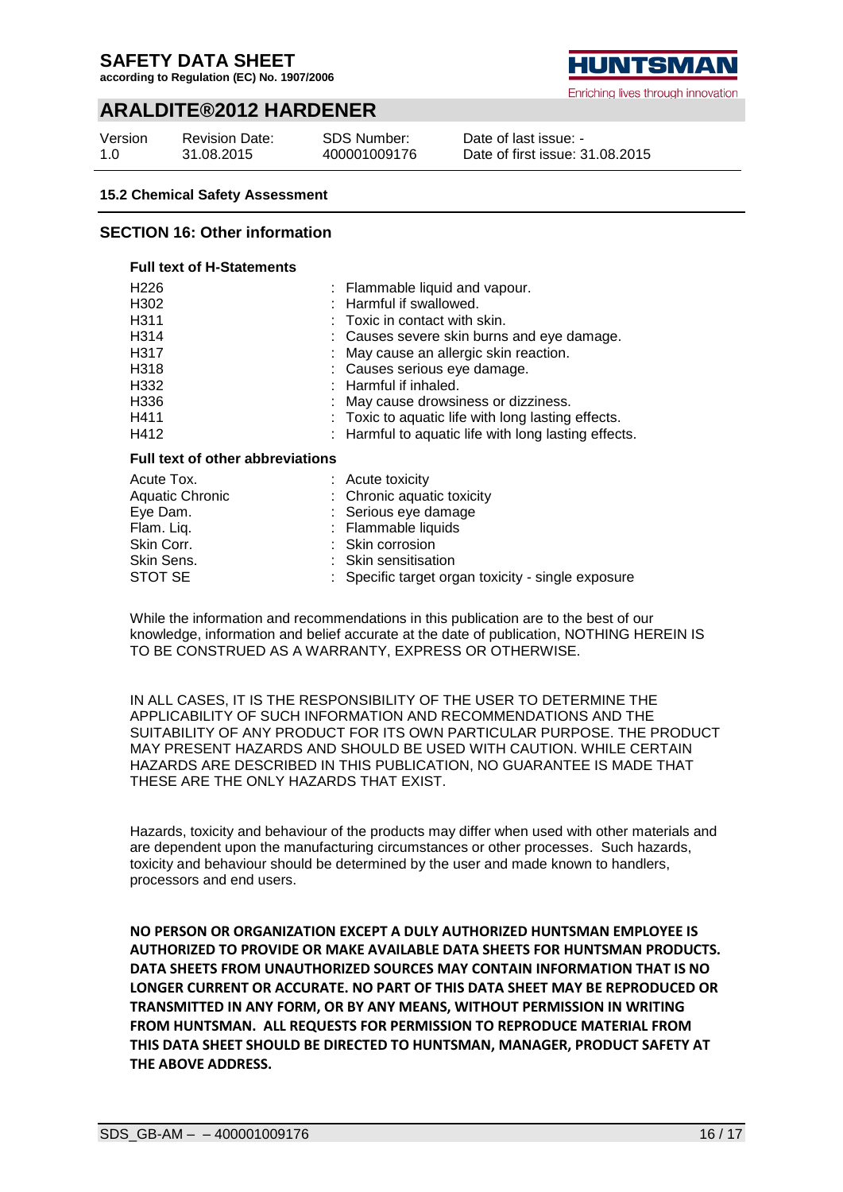**15.2 Chemical Safety Assessment**

## SECTION 16: Other information

**Full text of H-Statements**

| | |
|---|---|
| H226 | : Flammable liquid and vapour. |
| H302 | : Harmful if swallowed. |
| H311 | : Toxic in contact with skin. |
| H314 | : Causes severe skin burns and eye damage. |
| H317 | : May cause an allergic skin reaction. |
| H318 | : Causes serious eye damage. |
| H332 | : Harmful if inhaled. |
| H336 | : May cause drowsiness or dizziness. |
| H411 | : Toxic to aquatic life with long lasting effects. |
| H412 | : Harmful to aquatic life with long lasting effects. |

**Full text of other abbreviations**

| | |
|---|---|
| Acute Tox. | : Acute toxicity |
| Aquatic Chronic | : Chronic aquatic toxicity |
| Eye Dam. | : Serious eye damage |
| Flam. Liq. | : Flammable liquids |
| Skin Corr. | : Skin corrosion |
| Skin Sens. | : Skin sensitisation |
| STOT SE | : Specific target organ toxicity - single exposure |

While the information and recommendations in this publication are to the best of our knowledge, information and belief accurate at the date of publication, NOTHING HEREIN IS TO BE CONSTRUED AS A WARRANTY, EXPRESS OR OTHERWISE.

IN ALL CASES, IT IS THE RESPONSIBILITY OF THE USER TO DETERMINE THE APPLICABILITY OF SUCH INFORMATION AND RECOMMENDATIONS AND THE SUITABILITY OF ANY PRODUCT FOR ITS OWN PARTICULAR PURPOSE. THE PRODUCT MAY PRESENT HAZARDS AND SHOULD BE USED WITH CAUTION. WHILE CERTAIN HAZARDS ARE DESCRIBED IN THIS PUBLICATION, NO GUARANTEE IS MADE THAT THESE ARE THE ONLY HAZARDS THAT EXIST.

Hazards, toxicity and behaviour of the products may differ when used with other materials and are dependent upon the manufacturing circumstances or other processes. Such hazards, toxicity and behaviour should be determined by the user and made known to handlers, processors and end users.

**NO PERSON OR ORGANIZATION EXCEPT A DULY AUTHORIZED HUNTSMAN EMPLOYEE IS AUTHORIZED TO PROVIDE OR MAKE AVAILABLE DATA SHEETS FOR HUNTSMAN PRODUCTS. DATA SHEETS FROM UNAUTHORIZED SOURCES MAY CONTAIN INFORMATION THAT IS NO LONGER CURRENT OR ACCURATE. NO PART OF THIS DATA SHEET MAY BE REPRODUCED OR TRANSMITTED IN ANY FORM, OR BY ANY MEANS, WITHOUT PERMISSION IN WRITING FROM HUNTSMAN. ALL REQUESTS FOR PERMISSION TO REPRODUCE MATERIAL FROM THIS DATA SHEET SHOULD BE DIRECTED TO HUNTSMAN, MANAGER, PRODUCT SAFETY AT THE ABOVE ADDRESS.**